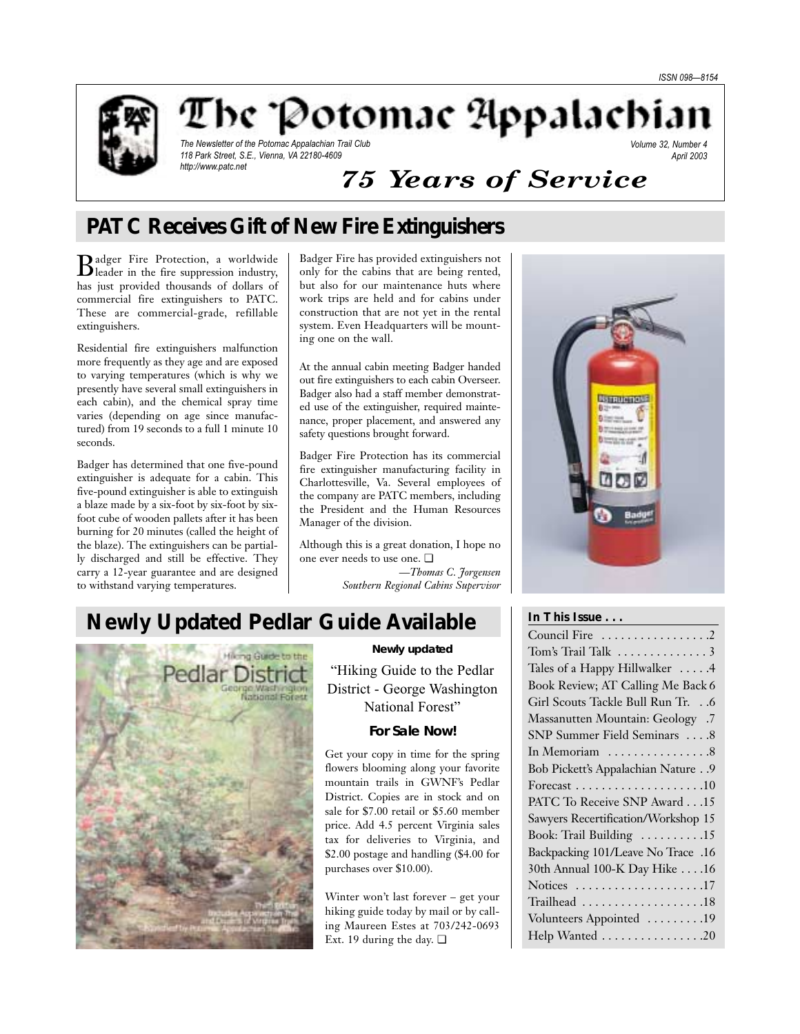ISSN 098—8154

# The Potomac Appalachian

*The Newsletter of the Potomac Appalachian Trail Club*
*118 Park Street, S.E., Vienna, VA 22180-4609*
*http://www.patc.net*

*Volume 32, Number 4*
*April 2003*

***75 Years of Service***

## PATC Receives Gift of New Fire Extinguishers

Badger Fire Protection, a worldwide leader in the fire suppression industry, has just provided thousands of dollars of commercial fire extinguishers to PATC. These are commercial-grade, refillable extinguishers.

Residential fire extinguishers malfunction more frequently as they age and are exposed to varying temperatures (which is why we presently have several small extinguishers in each cabin), and the chemical spray time varies (depending on age since manufactured) from 19 seconds to a full 1 minute 10 seconds.

Badger has determined that one five-pound extinguisher is adequate for a cabin. This five-pound extinguisher is able to extinguish a blaze made by a six-foot by six-foot by six-foot cube of wooden pallets after it has been burning for 20 minutes (called the height of the blaze). The extinguishers can be partially discharged and still be effective. They carry a 12-year guarantee and are designed to withstand varying temperatures.

Badger Fire has provided extinguishers not only for the cabins that are being rented, but also for our maintenance huts where work trips are held and for cabins under construction that are not yet in the rental system. Even Headquarters will be mounting one on the wall.

At the annual cabin meeting Badger handed out fire extinguishers to each cabin Overseer. Badger also had a staff member demonstrated use of the extinguisher, required maintenance, proper placement, and answered any safety questions brought forward.

Badger Fire Protection has its commercial fire extinguisher manufacturing facility in Charlottesville, Va. Several employees of the company are PATC members, including the President and the Human Resources Manager of the division.

Although this is a great donation, I hope no one ever needs to use one. ❑

*—Thomas C. Jorgensen*
*Southern Regional Cabins Supervisor*

## Newly Updated Pedlar Guide Available

**Newly updated**

"Hiking Guide to the Pedlar District - George Washington National Forest"

**For Sale Now!**

Get your copy in time for the spring flowers blooming along your favorite mountain trails in GWNF's Pedlar District. Copies are in stock and on sale for $7.00 retail or $5.60 member price. Add 4.5 percent Virginia sales tax for deliveries to Virginia, and $2.00 postage and handling ($4.00 for purchases over $10.00).

Winter won't last forever – get your hiking guide today by mail or by calling Maureen Estes at 703/242-0693 Ext. 19 during the day. ❑

### In This Issue . . .

| | |
|---|---|
| Council Fire | 2 |
| Tom's Trail Talk | 3 |
| Tales of a Happy Hillwalker | 4 |
| Book Review; AT Calling Me Back | 6 |
| Girl Scouts Tackle Bull Run Tr. | 6 |
| Massanutten Mountain: Geology | 7 |
| SNP Summer Field Seminars | 8 |
| In Memoriam | 8 |
| Bob Pickett's Appalachian Nature | 9 |
| Forecast | 10 |
| PATC To Receive SNP Award | 15 |
| Sawyers Recertification/Workshop | 15 |
| Book: Trail Building | 15 |
| Backpacking 101/Leave No Trace | 16 |
| 30th Annual 100-K Day Hike | 16 |
| Notices | 17 |
| Trailhead | 18 |
| Volunteers Appointed | 19 |
| Help Wanted | 20 |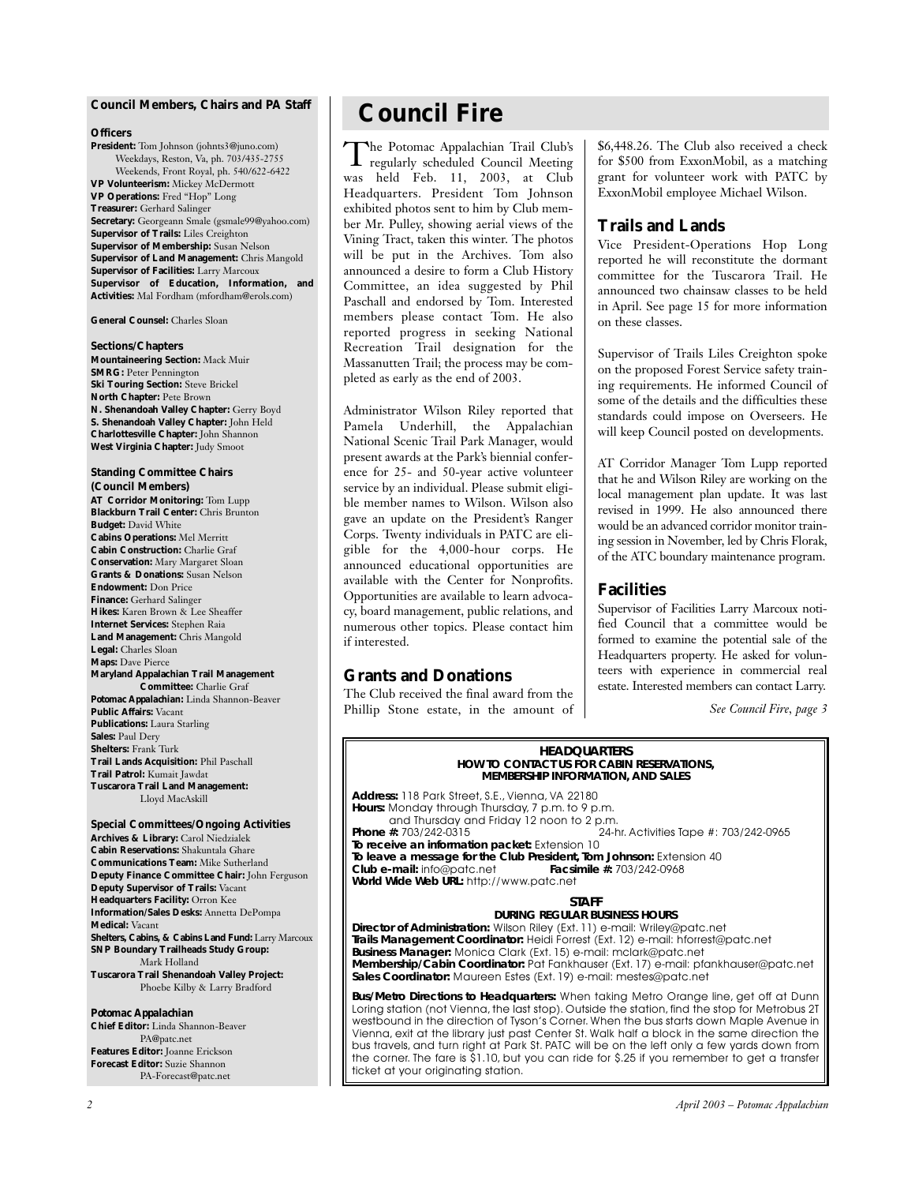## Council Members, Chairs and PA Staff

### Officers

**President:** Tom Johnson (johnts3@juno.com)
Weekdays, Reston, Va, ph. 703/435-2755
Weekends, Front Royal, ph. 540/622-6422
**VP Volunteerism:** Mickey McDermott
**VP Operations:** Fred "Hop" Long
**Treasurer:** Gerhard Salinger
**Secretary:** Georgeann Smale (gsmale99@yahoo.com)
**Supervisor of Trails:** Liles Creighton
**Supervisor of Membership:** Susan Nelson
**Supervisor of Land Management:** Chris Mangold
**Supervisor of Facilities:** Larry Marcoux
**Supervisor of Education, Information, and Activities:** Mal Fordham (mfordham@erols.com)

**General Counsel:** Charles Sloan

### Sections/Chapters

**Mountaineering Section:** Mack Muir
**SMRG:** Peter Pennington
**Ski Touring Section:** Steve Brickel
**North Chapter:** Pete Brown
**N. Shenandoah Valley Chapter:** Gerry Boyd
**S. Shenandoah Valley Chapter:** John Held
**Charlottesville Chapter:** John Shannon
**West Virginia Chapter:** Judy Smoot

### Standing Committee Chairs (Council Members)

**AT Corridor Monitoring:** Tom Lupp
**Blackburn Trail Center:** Chris Brunton
**Budget:** David White
**Cabins Operations:** Mel Merritt
**Cabin Construction:** Charlie Graf
**Conservation:** Mary Margaret Sloan
**Grants & Donations:** Susan Nelson
**Endowment:** Don Price
**Finance:** Gerhard Salinger
**Hikes:** Karen Brown & Lee Sheaffer
**Internet Services:** Stephen Raia
**Land Management:** Chris Mangold
**Legal:** Charles Sloan
**Maps:** Dave Pierce
**Maryland Appalachian Trail Management Committee:** Charlie Graf
**Potomac Appalachian:** Linda Shannon-Beaver
**Public Affairs:** Vacant
**Publications:** Laura Starling
**Sales:** Paul Dery
**Shelters:** Frank Turk
**Trail Lands Acquisition:** Phil Paschall
**Trail Patrol:** Kumait Jawdat
**Tuscarora Trail Land Management:** Lloyd MacAskill

### Special Committees/Ongoing Activities

**Archives & Library:** Carol Niedzialek
**Cabin Reservations:** Shakuntala Ghare
**Communications Team:** Mike Sutherland
**Deputy Finance Committee Chair:** John Ferguson
**Deputy Supervisor of Trails:** Vacant
**Headquarters Facility:** Orron Kee
**Information/Sales Desks:** Annetta DePompa
**Medical:** Vacant
**Shelters, Cabins, & Cabins Land Fund:** Larry Marcoux
**SNP Boundary Trailheads Study Group:** Mark Holland
**Tuscarora Trail Shenandoah Valley Project:** Phoebe Kilby & Larry Bradford

### Potomac Appalachian

**Chief Editor:** Linda Shannon-Beaver
PA@patc.net
**Features Editor:** Joanne Erickson
**Forecast Editor:** Suzie Shannon
PA-Forecast@patc.net

# Council Fire

The Potomac Appalachian Trail Club's regularly scheduled Council Meeting was held Feb. 11, 2003, at Club Headquarters. President Tom Johnson exhibited photos sent to him by Club member Mr. Pulley, showing aerial views of the Vining Tract, taken this winter. The photos will be put in the Archives. Tom also announced a desire to form a Club History Committee, an idea suggested by Phil Paschall and endorsed by Tom. Interested members please contact Tom. He also reported progress in seeking National Recreation Trail designation for the Massanutten Trail; the process may be completed as early as the end of 2003.

Administrator Wilson Riley reported that Pamela Underhill, the Appalachian National Scenic Trail Park Manager, would present awards at the Park's biennial conference for 25- and 50-year active volunteer service by an individual. Please submit eligible member names to Wilson. Wilson also gave an update on the President's Ranger Corps. Twenty individuals in PATC are eligible for the 4,000-hour corps. He announced educational opportunities are available with the Center for Nonprofits. Opportunities are available to learn advocacy, board management, public relations, and numerous other topics. Please contact him if interested.

## Grants and Donations

The Club received the final award from the Phillip Stone estate, in the amount of $6,448.26. The Club also received a check for $500 from ExxonMobil, as a matching grant for volunteer work with PATC by ExxonMobil employee Michael Wilson.

## Trails and Lands

Vice President-Operations Hop Long reported he will reconstitute the dormant committee for the Tuscarora Trail. He announced two chainsaw classes to be held in April. See page 15 for more information on these classes.

Supervisor of Trails Liles Creighton spoke on the proposed Forest Service safety training requirements. He informed Council of some of the details and the difficulties these standards could impose on Overseers. He will keep Council posted on developments.

AT Corridor Manager Tom Lupp reported that he and Wilson Riley are working on the local management plan update. It was last revised in 1999. He also announced there would be an advanced corridor monitor training session in November, led by Chris Florak, of the ATC boundary maintenance program.

## Facilities

Supervisor of Facilities Larry Marcoux notified Council that a committee would be formed to examine the potential sale of the Headquarters property. He asked for volunteers with experience in commercial real estate. Interested members can contact Larry.

*See Council Fire, page 3*

---

**HEADQUARTERS**
**HOW TO CONTACT US FOR CABIN RESERVATIONS, MEMBERSHIP INFORMATION, AND SALES**

**Address:** 118 Park Street, S.E., Vienna, VA 22180
**Hours:** Monday through Thursday, 7 p.m. to 9 p.m. and Thursday and Friday 12 noon to 2 p.m.
**Phone #:** 703/242-0315 — 24-hr. Activities Tape #: 703/242-0965
**To receive an information packet:** Extension 10
**To leave a message for the Club President, Tom Johnson:** Extension 40
**Club e-mail:** info@patc.net — **Facsimile #:** 703/242-0968
**World Wide Web URL:** http://www.patc.net

**STAFF**
**DURING REGULAR BUSINESS HOURS**

**Director of Administration:** Wilson Riley (Ext. 11) e-mail: Wriley@patc.net
**Trails Management Coordinator:** Heidi Forrest (Ext. 12) e-mail: hforrest@patc.net
**Business Manager:** Monica Clark (Ext. 15) e-mail: mclark@patc.net
**Membership/Cabin Coordinator:** Pat Fankhauser (Ext. 17) e-mail: pfankhauser@patc.net
**Sales Coordinator:** Maureen Estes (Ext. 19) e-mail: mestes@patc.net

**Bus/Metro Directions to Headquarters:** When taking Metro Orange line, get off at Dunn Loring station (not Vienna, the last stop). Outside the station, find the stop for Metrobus 2T westbound in the direction of Tyson's Corner. When the bus starts down Maple Avenue in Vienna, exit at the library just past Center St. Walk half a block in the same direction the bus travels, and turn right at Park St. PATC will be on the left only a few yards down from the corner. The fare is $1.10, but you can ride for $.25 if you remember to get a transfer ticket at your originating station.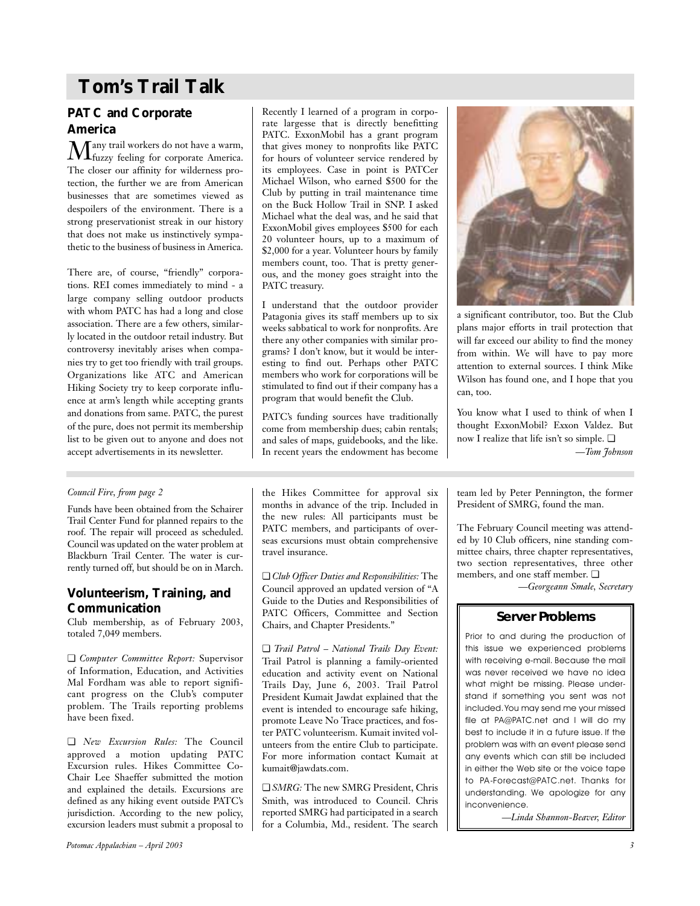# Tom's Trail Talk

## PATC and Corporate America

Many trail workers do not have a warm, fuzzy feeling for corporate America. The closer our affinity for wilderness protection, the further we are from American businesses that are sometimes viewed as despoilers of the environment. There is a strong preservationist streak in our history that does not make us instinctively sympathetic to the business of business in America.

There are, of course, "friendly" corporations. REI comes immediately to mind - a large company selling outdoor products with whom PATC has had a long and close association. There are a few others, similarly located in the outdoor retail industry. But controversy inevitably arises when companies try to get too friendly with trail groups. Organizations like ATC and American Hiking Society try to keep corporate influence at arm's length while accepting grants and donations from same. PATC, the purest of the pure, does not permit its membership list to be given out to anyone and does not accept advertisements in its newsletter.

Recently I learned of a program in corporate largesse that is directly benefitting PATC. ExxonMobil has a grant program that gives money to nonprofits like PATC for hours of volunteer service rendered by its employees. Case in point is PATCer Michael Wilson, who earned $500 for the Club by putting in trail maintenance time on the Buck Hollow Trail in SNP. I asked Michael what the deal was, and he said that ExxonMobil gives employees $500 for each 20 volunteer hours, up to a maximum of $2,000 for a year. Volunteer hours by family members count, too. That is pretty generous, and the money goes straight into the PATC treasury.

I understand that the outdoor provider Patagonia gives its staff members up to six weeks sabbatical to work for nonprofits. Are there any other companies with similar programs? I don't know, but it would be interesting to find out. Perhaps other PATC members who work for corporations will be stimulated to find out if their company has a program that would benefit the Club.

PATC's funding sources have traditionally come from membership dues; cabin rentals; and sales of maps, guidebooks, and the like. In recent years the endowment has become a significant contributor, too. But the Club plans major efforts in trail protection that will far exceed our ability to find the money from within. We will have to pay more attention to external sources. I think Mike Wilson has found one, and I hope that you can, too.

You know what I used to think of when I thought ExxonMobil? Exxon Valdez. But now I realize that life isn't so simple. ❑

*—Tom Johnson*

---

*Council Fire, from page 2*

Funds have been obtained from the Schairer Trail Center Fund for planned repairs to the roof. The repair will proceed as scheduled. Council was updated on the water problem at Blackburn Trail Center. The water is currently turned off, but should be on in March.

## Volunteerism, Training, and Communication

Club membership, as of February 2003, totaled 7,049 members.

❑ *Computer Committee Report:* Supervisor of Information, Education, and Activities Mal Fordham was able to report significant progress on the Club's computer problem. The Trails reporting problems have been fixed.

❑ *New Excursion Rules:* The Council approved a motion updating PATC Excursion rules. Hikes Committee Co-Chair Lee Shaeffer submitted the motion and explained the details. Excursions are defined as any hiking event outside PATC's jurisdiction. According to the new policy, excursion leaders must submit a proposal to the Hikes Committee for approval six months in advance of the trip. Included in the new rules: All participants must be PATC members, and participants of overseas excursions must obtain comprehensive travel insurance.

❑ *Club Officer Duties and Responsibilities:* The Council approved an updated version of "A Guide to the Duties and Responsibilities of PATC Officers, Committee and Section Chairs, and Chapter Presidents."

❑ *Trail Patrol – National Trails Day Event:* Trail Patrol is planning a family-oriented education and activity event on National Trails Day, June 6, 2003. Trail Patrol President Kumait Jawdat explained that the event is intended to encourage safe hiking, promote Leave No Trace practices, and foster PATC volunteerism. Kumait invited volunteers from the entire Club to participate. For more information contact Kumait at kumait@jawdats.com.

❑ *SMRG:* The new SMRG President, Chris Smith, was introduced to Council. Chris reported SMRG had participated in a search for a Columbia, Md., resident. The search team led by Peter Pennington, the former President of SMRG, found the man.

The February Council meeting was attended by 10 Club officers, nine standing committee chairs, three chapter representatives, two section representatives, three other members, and one staff member. ❑

*—Georgeann Smale, Secretary*

---

### Server Problems

Prior to and during the production of this issue we experienced problems with receiving e-mail. Because the mail was never received we have no idea what might be missing. Please understand if something you sent was not included. You may send me your missed file at PA@PATC.net and I will do my best to include it in a future issue. If the problem was with an event please send any events which can still be included in either the Web site or the voice tape to PA-Forecast@PATC.net. Thanks for understanding. We apologize for any inconvenience.

*—Linda Shannon-Beaver, Editor*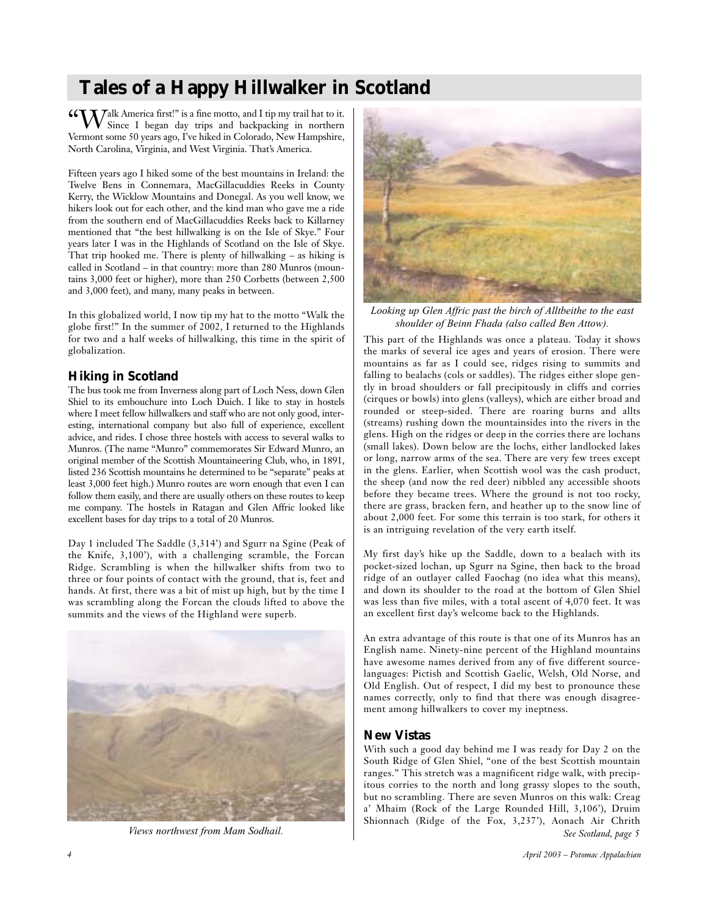# Tales of a Happy Hillwalker in Scotland

"Walk America first!" is a fine motto, and I tip my trail hat to it. Since I began day trips and backpacking in northern Vermont some 50 years ago, I've hiked in Colorado, New Hampshire, North Carolina, Virginia, and West Virginia. That's America.

Fifteen years ago I hiked some of the best mountains in Ireland: the Twelve Bens in Connemara, MacGillacuddies Reeks in County Kerry, the Wicklow Mountains and Donegal. As you well know, we hikers look out for each other, and the kind man who gave me a ride from the southern end of MacGillacuddies Reeks back to Killarney mentioned that "the best hillwalking is on the Isle of Skye." Four years later I was in the Highlands of Scotland on the Isle of Skye. That trip hooked me. There is plenty of hillwalking – as hiking is called in Scotland – in that country: more than 280 Munros (mountains 3,000 feet or higher), more than 250 Corbetts (between 2,500 and 3,000 feet), and many, many peaks in between.

In this globalized world, I now tip my hat to the motto "Walk the globe first!" In the summer of 2002, I returned to the Highlands for two and a half weeks of hillwalking, this time in the spirit of globalization.

## Hiking in Scotland

The bus took me from Inverness along part of Loch Ness, down Glen Shiel to its embouchure into Loch Duich. I like to stay in hostels where I meet fellow hillwalkers and staff who are not only good, interesting, international company but also full of experience, excellent advice, and rides. I chose three hostels with access to several walks to Munros. (The name "Munro" commemorates Sir Edward Munro, an original member of the Scottish Mountaineering Club, who, in 1891, listed 236 Scottish mountains he determined to be "separate" peaks at least 3,000 feet high.) Munro routes are worn enough that even I can follow them easily, and there are usually others on these routes to keep me company. The hostels in Ratagan and Glen Affric looked like excellent bases for day trips to a total of 20 Munros.

Day 1 included The Saddle (3,314') and Sgurr na Sgine (Peak of the Knife, 3,100'), with a challenging scramble, the Forcan Ridge. Scrambling is when the hillwalker shifts from two to three or four points of contact with the ground, that is, feet and hands. At first, there was a bit of mist up high, but by the time I was scrambling along the Forcan the clouds lifted to above the summits and the views of the Highland were superb.

*Views northwest from Mam Sodhail.*

*Looking up Glen Affric past the birch of Alltbeithe to the east shoulder of Beinn Fhada (also called Ben Attow).*

This part of the Highlands was once a plateau. Today it shows the marks of several ice ages and years of erosion. There were mountains as far as I could see, ridges rising to summits and falling to bealachs (cols or saddles). The ridges either slope gently in broad shoulders or fall precipitously in cliffs and corries (cirques or bowls) into glens (valleys), which are either broad and rounded or steep-sided. There are roaring burns and allts (streams) rushing down the mountainsides into the rivers in the glens. High on the ridges or deep in the corries there are lochans (small lakes). Down below are the lochs, either landlocked lakes or long, narrow arms of the sea. There are very few trees except in the glens. Earlier, when Scottish wool was the cash product, the sheep (and now the red deer) nibbled any accessible shoots before they became trees. Where the ground is not too rocky, there are grass, bracken fern, and heather up to the snow line of about 2,000 feet. For some this terrain is too stark, for others it is an intriguing revelation of the very earth itself.

My first day's hike up the Saddle, down to a bealach with its pocket-sized lochan, up Sgurr na Sgine, then back to the broad ridge of an outlayer called Faochag (no idea what this means), and down its shoulder to the road at the bottom of Glen Shiel was less than five miles, with a total ascent of 4,070 feet. It was an excellent first day's welcome back to the Highlands.

An extra advantage of this route is that one of its Munros has an English name. Ninety-nine percent of the Highland mountains have awesome names derived from any of five different source-languages: Pictish and Scottish Gaelic, Welsh, Old Norse, and Old English. Out of respect, I did my best to pronounce these names correctly, only to find that there was enough disagreement among hillwalkers to cover my ineptness.

## New Vistas

With such a good day behind me I was ready for Day 2 on the South Ridge of Glen Shiel, "one of the best Scottish mountain ranges." This stretch was a magnificent ridge walk, with precipitous corries to the north and long grassy slopes to the south, but no scrambling. There are seven Munros on this walk: Creag a' Mhaim (Rock of the Large Rounded Hill, 3,106'), Druim Shionnach (Ridge of the Fox, 3,237'), Aonach Air Chrith

*See Scotland, page 5*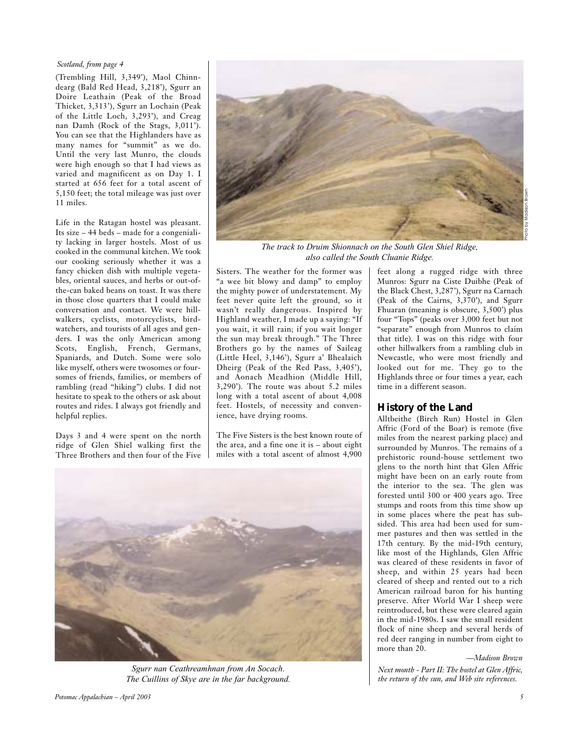*Scotland, from page 4*

(Trembling Hill, 3,349'), Maol Chinn-dearg (Bald Red Head, 3,218'), Sgurr an Doire Leathain (Peak of the Broad Thicket, 3,313'), Sgurr an Lochain (Peak of the Little Loch, 3,293'), and Creag nan Damh (Rock of the Stags, 3,011'). You can see that the Highlanders have as many names for "summit" as we do. Until the very last Munro, the clouds were high enough so that I had views as varied and magnificent as on Day 1. I started at 656 feet for a total ascent of 5,150 feet; the total mileage was just over 11 miles.

Life in the Ratagan hostel was pleasant. Its size – 44 beds – made for a congeniality lacking in larger hostels. Most of us cooked in the communal kitchen. We took our cooking seriously whether it was a fancy chicken dish with multiple vegetables, oriental sauces, and herbs or out-of-the-can baked beans on toast. It was there in those close quarters that I could make conversation and contact. We were hill-walkers, cyclists, motorcyclists, bird-watchers, and tourists of all ages and genders. I was the only American among Scots, English, French, Germans, Spaniards, and Dutch. Some were solo like myself, others were twosomes or foursomes of friends, families, or members of rambling (read "hiking") clubs. I did not hesitate to speak to the others or ask about routes and rides. I always got friendly and helpful replies.

Days 3 and 4 were spent on the north ridge of Glen Shiel walking first the Three Brothers and then four of the Five Sisters. The weather for the former was "a wee bit blowy and damp" to employ the mighty power of understatement. My feet never quite left the ground, so it wasn't really dangerous. Inspired by Highland weather, I made up a saying: "If you wait, it will rain; if you wait longer the sun may break through." The Three Brothers go by the names of Saileag (Little Heel, 3,146'), Sgurr a' Bhealaich Dheirg (Peak of the Red Pass, 3,405'), and Aonach Meadhion (Middle Hill, 3,290'). The route was about 5.2 miles long with a total ascent of about 4,008 feet. Hostels, of necessity and convenience, have drying rooms.

The Five Sisters is the best known route of the area, and a fine one it is – about eight miles with a total ascent of almost 4,900 feet along a rugged ridge with three Munros: Sgurr na Ciste Duibhe (Peak of the Black Chest, 3,287'), Sgurr na Carnach (Peak of the Cairns, 3,370'), and Sgurr Fhuaran (meaning is obscure, 3,500') plus four "Tops" (peaks over 3,000 feet but not "separate" enough from Munros to claim that title). I was on this ridge with four other hillwalkers from a rambling club in Newcastle, who were most friendly and looked out for me. They go to the Highlands three or four times a year, each time in a different season.

*The track to Druim Shionnach on the South Glen Shiel Ridge, also called the South Cluanie Ridge.*

Photo by Madison Brown

*Sgurr nan Ceathreamhnan from An Socach. The Cuillins of Skye are in the far background.*

## History of the Land

Alltbeithe (Birch Run) Hostel in Glen Affric (Ford of the Boar) is remote (five miles from the nearest parking place) and surrounded by Munros. The remains of a prehistoric round-house settlement two glens to the north hint that Glen Affric might have been on an early route from the interior to the sea. The glen was forested until 300 or 400 years ago. Tree stumps and roots from this time show up in some places where the peat has subsided. This area had been used for summer pastures and then was settled in the 17th century. By the mid-19th century, like most of the Highlands, Glen Affric was cleared of these residents in favor of sheep, and within 25 years had been cleared of sheep and rented out to a rich American railroad baron for his hunting preserve. After World War I sheep were reintroduced, but these were cleared again in the mid-1980s. I saw the small resident flock of nine sheep and several herds of red deer ranging in number from eight to more than 20.

*—Madison Brown*

*Next month - Part II: The hostel at Glen Affric, the return of the sun, and Web site references.*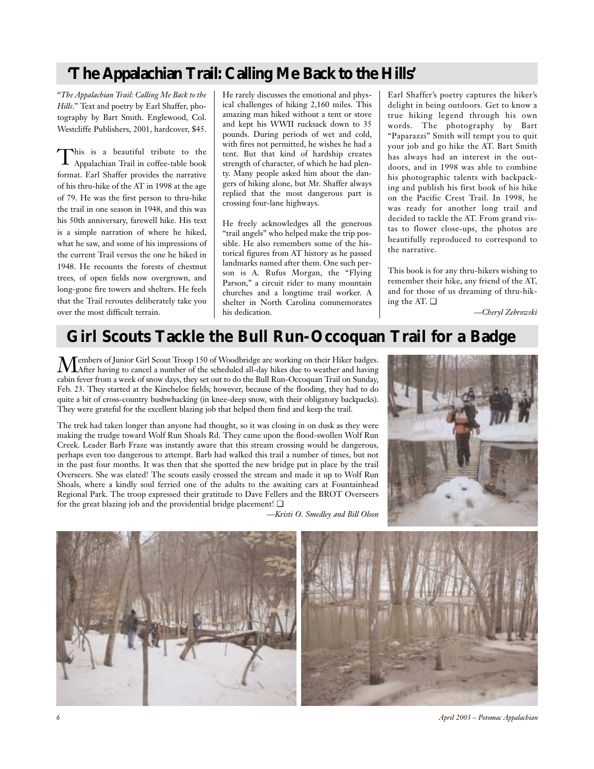## 'The Appalachian Trail: Calling Me Back to the Hills'

"*The Appalachian Trail: Calling Me Back to the Hills*." Text and poetry by Earl Shaffer, photography by Bart Smith. Englewood, Col. Westcliffe Publishers, 2001, hardcover, $45.

This is a beautiful tribute to the Appalachian Trail in coffee-table book format. Earl Shaffer provides the narrative of his thru-hike of the AT in 1998 at the age of 79. He was the first person to thru-hike the trail in one season in 1948, and this was his 50th anniversary, farewell hike. His text is a simple narration of where he hiked, what he saw, and some of his impressions of the current Trail versus the one he hiked in 1948. He recounts the forests of chestnut trees, of open fields now overgrown, and long-gone fire towers and shelters. He feels that the Trail reroutes deliberately take you over the most difficult terrain.

He rarely discusses the emotional and physical challenges of hiking 2,160 miles. This amazing man hiked without a tent or stove and kept his WWII rucksack down to 35 pounds. During periods of wet and cold, with fires not permitted, he wishes he had a tent. But that kind of hardship creates strength of character, of which he had plenty. Many people asked him about the dangers of hiking alone, but Mr. Shaffer always replied that the most dangerous part is crossing four-lane highways.

He freely acknowledges all the generous "trail angels" who helped make the trip possible. He also remembers some of the historical figures from AT history as he passed landmarks named after them. One such person is A. Rufus Morgan, the "Flying Parson," a circuit rider to many mountain churches and a longtime trail worker. A shelter in North Carolina commemorates his dedication.

Earl Shaffer's poetry captures the hiker's delight in being outdoors. Get to know a true hiking legend through his own words. The photography by Bart "Paparazzi" Smith will tempt you to quit your job and go hike the AT. Bart Smith has always had an interest in the outdoors, and in 1998 was able to combine his photographic talents with backpacking and publish his first book of his hike on the Pacific Crest Trail. In 1998, he was ready for another long trail and decided to tackle the AT. From grand vistas to flower close-ups, the photos are beautifully reproduced to correspond to the narrative.

This book is for any thru-hikers wishing to remember their hike, any friend of the AT, and for those of us dreaming of thru-hiking the AT. ❑

*—Cheryl Zebrowski*

## Girl Scouts Tackle the Bull Run-Occoquan Trail for a Badge

Members of Junior Girl Scout Troop 150 of Woodbridge are working on their Hiker badges. After having to cancel a number of the scheduled all-day hikes due to weather and having cabin fever from a week of snow days, they set out to do the Bull Run-Occoquan Trail on Sunday, Feb. 23. They started at the Kincheloe fields; however, because of the flooding, they had to do quite a bit of cross-country bushwhacking (in knee-deep snow, with their obligatory backpacks). They were grateful for the excellent blazing job that helped them find and keep the trail.

The trek had taken longer than anyone had thought, so it was closing in on dusk as they were making the trudge toward Wolf Run Shoals Rd. They came upon the flood-swollen Wolf Run Creek. Leader Barb Fraze was instantly aware that this stream crossing would be dangerous, perhaps even too dangerous to attempt. Barb had walked this trail a number of times, but not in the past four months. It was then that she spotted the new bridge put in place by the trail Overseers. She was elated! The scouts easily crossed the stream and made it up to Wolf Run Shoals, where a kindly soul ferried one of the adults to the awaiting cars at Fountainhead Regional Park. The troop expressed their gratitude to Dave Fellers and the BROT Overseers for the great blazing job and the providential bridge placement! ❑

*—Kristi O. Smedley and Bill Olson*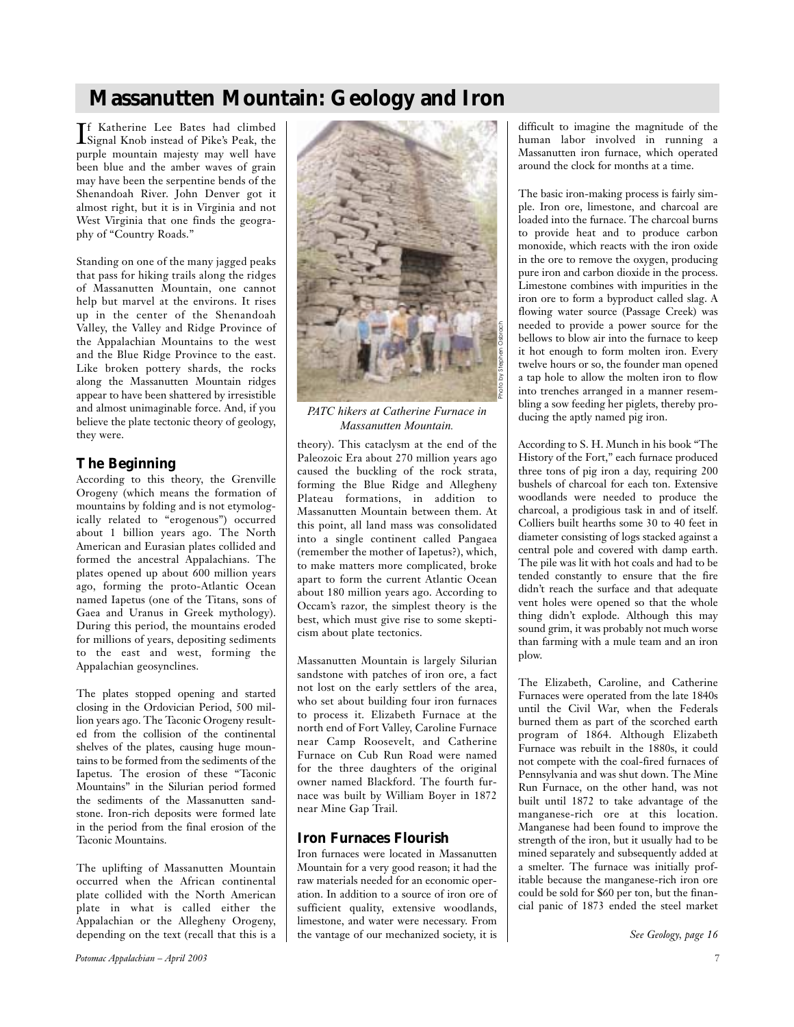# Massanutten Mountain: Geology and Iron

If Katherine Lee Bates had climbed Signal Knob instead of Pike's Peak, the purple mountain majesty may well have been blue and the amber waves of grain may have been the serpentine bends of the Shenandoah River. John Denver got it almost right, but it is in Virginia and not West Virginia that one finds the geography of "Country Roads."

Standing on one of the many jagged peaks that pass for hiking trails along the ridges of Massanutten Mountain, one cannot help but marvel at the environs. It rises up in the center of the Shenandoah Valley, the Valley and Ridge Province of the Appalachian Mountains to the west and the Blue Ridge Province to the east. Like broken pottery shards, the rocks along the Massanutten Mountain ridges appear to have been shattered by irresistible and almost unimaginable force. And, if you believe the plate tectonic theory of geology, they were.

## The Beginning

According to this theory, the Grenville Orogeny (which means the formation of mountains by folding and is not etymologically related to "erogenous") occurred about 1 billion years ago. The North American and Eurasian plates collided and formed the ancestral Appalachians. The plates opened up about 600 million years ago, forming the proto-Atlantic Ocean named Iapetus (one of the Titans, sons of Gaea and Uranus in Greek mythology). During this period, the mountains eroded for millions of years, depositing sediments to the east and west, forming the Appalachian geosynclines.

The plates stopped opening and started closing in the Ordovician Period, 500 million years ago. The Taconic Orogeny resulted from the collision of the continental shelves of the plates, causing huge mountains to be formed from the sediments of the Iapetus. The erosion of these "Taconic Mountains" in the Silurian period formed the sediments of the Massanutten sandstone. Iron-rich deposits were formed late in the period from the final erosion of the Taconic Mountains.

The uplifting of Massanutten Mountain occurred when the African continental plate collided with the North American plate in what is called either the Appalachian or the Allegheny Orogeny, depending on the text (recall that this is a theory). This cataclysm at the end of the Paleozoic Era about 270 million years ago caused the buckling of the rock strata, forming the Blue Ridge and Allegheny Plateau formations, in addition to Massanutten Mountain between them. At this point, all land mass was consolidated into a single continent called Pangaea (remember the mother of Iapetus?), which, to make matters more complicated, broke apart to form the current Atlantic Ocean about 180 million years ago. According to Occam's razor, the simplest theory is the best, which must give rise to some skepticism about plate tectonics.

*PATC hikers at Catherine Furnace in Massanutten Mountain.*

Photo by Stephen Ostrach

Massanutten Mountain is largely Silurian sandstone with patches of iron ore, a fact not lost on the early settlers of the area, who set about building four iron furnaces to process it. Elizabeth Furnace at the north end of Fort Valley, Caroline Furnace near Camp Roosevelt, and Catherine Furnace on Cub Run Road were named for the three daughters of the original owner named Blackford. The fourth furnace was built by William Boyer in 1872 near Mine Gap Trail.

## Iron Furnaces Flourish

Iron furnaces were located in Massanutten Mountain for a very good reason; it had the raw materials needed for an economic operation. In addition to a source of iron ore of sufficient quality, extensive woodlands, limestone, and water were necessary. From the vantage of our mechanized society, it is difficult to imagine the magnitude of the human labor involved in running a Massanutten iron furnace, which operated around the clock for months at a time.

The basic iron-making process is fairly simple. Iron ore, limestone, and charcoal are loaded into the furnace. The charcoal burns to provide heat and to produce carbon monoxide, which reacts with the iron oxide in the ore to remove the oxygen, producing pure iron and carbon dioxide in the process. Limestone combines with impurities in the iron ore to form a byproduct called slag. A flowing water source (Passage Creek) was needed to provide a power source for the bellows to blow air into the furnace to keep it hot enough to form molten iron. Every twelve hours or so, the founder man opened a tap hole to allow the molten iron to flow into trenches arranged in a manner resembling a sow feeding her piglets, thereby producing the aptly named pig iron.

According to S. H. Munch in his book "The History of the Fort," each furnace produced three tons of pig iron a day, requiring 200 bushels of charcoal for each ton. Extensive woodlands were needed to produce the charcoal, a prodigious task in and of itself. Colliers built hearths some 30 to 40 feet in diameter consisting of logs stacked against a central pole and covered with damp earth. The pile was lit with hot coals and had to be tended constantly to ensure that the fire didn't reach the surface and that adequate vent holes were opened so that the whole thing didn't explode. Although this may sound grim, it was probably not much worse than farming with a mule team and an iron plow.

The Elizabeth, Caroline, and Catherine Furnaces were operated from the late 1840s until the Civil War, when the Federals burned them as part of the scorched earth program of 1864. Although Elizabeth Furnace was rebuilt in the 1880s, it could not compete with the coal-fired furnaces of Pennsylvania and was shut down. The Mine Run Furnace, on the other hand, was not built until 1872 to take advantage of the manganese-rich ore at this location. Manganese had been found to improve the strength of the iron, but it usually had to be mined separately and subsequently added at a smelter. The furnace was initially profitable because the manganese-rich iron ore could be sold for $60 per ton, but the financial panic of 1873 ended the steel market

*See Geology, page 16*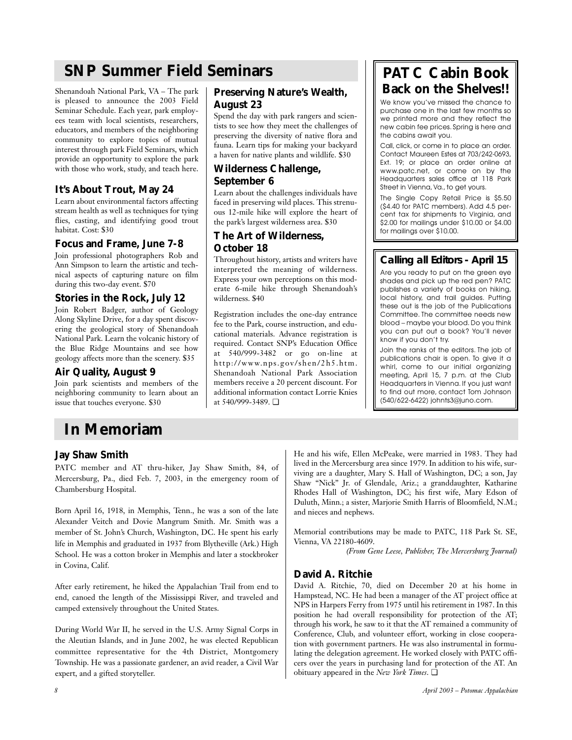## SNP Summer Field Seminars

Shenandoah National Park, VA – The park is pleased to announce the 2003 Field Seminar Schedule. Each year, park employees team with local scientists, researchers, educators, and members of the neighboring community to explore topics of mutual interest through park Field Seminars, which provide an opportunity to explore the park with those who work, study, and teach here.

### It's About Trout, May 24

Learn about environmental factors affecting stream health as well as techniques for tying flies, casting, and identifying good trout habitat. Cost: $30

### Focus and Frame, June 7-8

Join professional photographers Rob and Ann Simpson to learn the artistic and technical aspects of capturing nature on film during this two-day event. $70

### Stories in the Rock, July 12

Join Robert Badger, author of Geology Along Skyline Drive, for a day spent discovering the geological story of Shenandoah National Park. Learn the volcanic history of the Blue Ridge Mountains and see how geology affects more than the scenery. $35

### Air Quality, August 9

Join park scientists and members of the neighboring community to learn about an issue that touches everyone. $30

### Preserving Nature's Wealth, August 23

Spend the day with park rangers and scientists to see how they meet the challenges of preserving the diversity of native flora and fauna. Learn tips for making your backyard a haven for native plants and wildlife. $30

### Wilderness Challenge, September 6

Learn about the challenges individuals have faced in preserving wild places. This strenuous 12-mile hike will explore the heart of the park's largest wilderness area. $30

### The Art of Wilderness, October 18

Throughout history, artists and writers have interpreted the meaning of wilderness. Express your own perceptions on this moderate 6-mile hike through Shenandoah's wilderness. $40

Registration includes the one-day entrance fee to the Park, course instruction, and educational materials. Advance registration is required. Contact SNP's Education Office at 540/999-3482 or go on-line at http://www.nps.gov/shen/2h5.htm. Shenandoah National Park Association members receive a 20 percent discount. For additional information contact Lorrie Knies at 540/999-3489. ❑

## PATC Cabin Book Back on the Shelves!!

We know you've missed the chance to purchase one in the last few months so we printed more and they reflect the new cabin fee prices. Spring is here and the cabins await you.

Call, click, or come in to place an order. Contact Maureen Estes at 703/242-0693, Ext. 19; or place an order online at www.patc.net, or come on by the Headquarters sales office at 118 Park Street in Vienna, Va., to get yours.

The Single Copy Retail Price is $5.50 ($4.40 for PATC members). Add 4.5 percent tax for shipments to Virginia, and $2.00 for mailings under $10.00 or $4.00 for mailings over $10.00.

### Calling all Editors - April 15

Are you ready to put on the green eye shades and pick up the red pen? PATC publishes a variety of books on hiking, local history, and trail guides. Putting these out is the job of the Publications Committee. The committee needs new blood – maybe your blood. Do you think you can put out a book? You'll never know if you don't try.

Join the ranks of the editors. The job of publications chair is open. To give it a whirl, come to our initial organizing meeting, April 15, 7 p.m. at the Club Headquarters in Vienna. If you just want to find out more, contact Tom Johnson (540/622-6422) johnts3@juno.com.

## In Memoriam

### Jay Shaw Smith

PATC member and AT thru-hiker, Jay Shaw Smith, 84, of Mercersburg, Pa., died Feb. 7, 2003, in the emergency room of Chambersburg Hospital.

Born April 16, 1918, in Memphis, Tenn., he was a son of the late Alexander Veitch and Dovie Mangrum Smith. Mr. Smith was a member of St. John's Church, Washington, DC. He spent his early life in Memphis and graduated in 1937 from Blytheville (Ark.) High School. He was a cotton broker in Memphis and later a stockbroker in Covina, Calif.

After early retirement, he hiked the Appalachian Trail from end to end, canoed the length of the Mississippi River, and traveled and camped extensively throughout the United States.

During World War II, he served in the U.S. Army Signal Corps in the Aleutian Islands, and in June 2002, he was elected Republican committee representative for the 4th District, Montgomery Township. He was a passionate gardener, an avid reader, a Civil War expert, and a gifted storyteller.

He and his wife, Ellen McPeake, were married in 1983. They had lived in the Mercersburg area since 1979. In addition to his wife, surviving are a daughter, Mary S. Hall of Washington, DC; a son, Jay Shaw "Nick" Jr. of Glendale, Ariz.; a granddaughter, Katharine Rhodes Hall of Washington, DC; his first wife, Mary Edson of Duluth, Minn.; a sister, Marjorie Smith Harris of Bloomfield, N.M.; and nieces and nephews.

Memorial contributions may be made to PATC, 118 Park St. SE, Vienna, VA 22180-4609.

*(From Gene Leese, Publisher, The Mercersburg Journal)*

### David A. Ritchie

David A. Ritchie, 70, died on December 20 at his home in Hampstead, NC. He had been a manager of the AT project office at NPS in Harpers Ferry from 1975 until his retirement in 1987. In this position he had overall responsibility for protection of the AT; through his work, he saw to it that the AT remained a community of Conference, Club, and volunteer effort, working in close cooperation with government partners. He was also instrumental in formulating the delegation agreement. He worked closely with PATC officers over the years in purchasing land for protection of the AT. An obituary appeared in the *New York Times*. ❑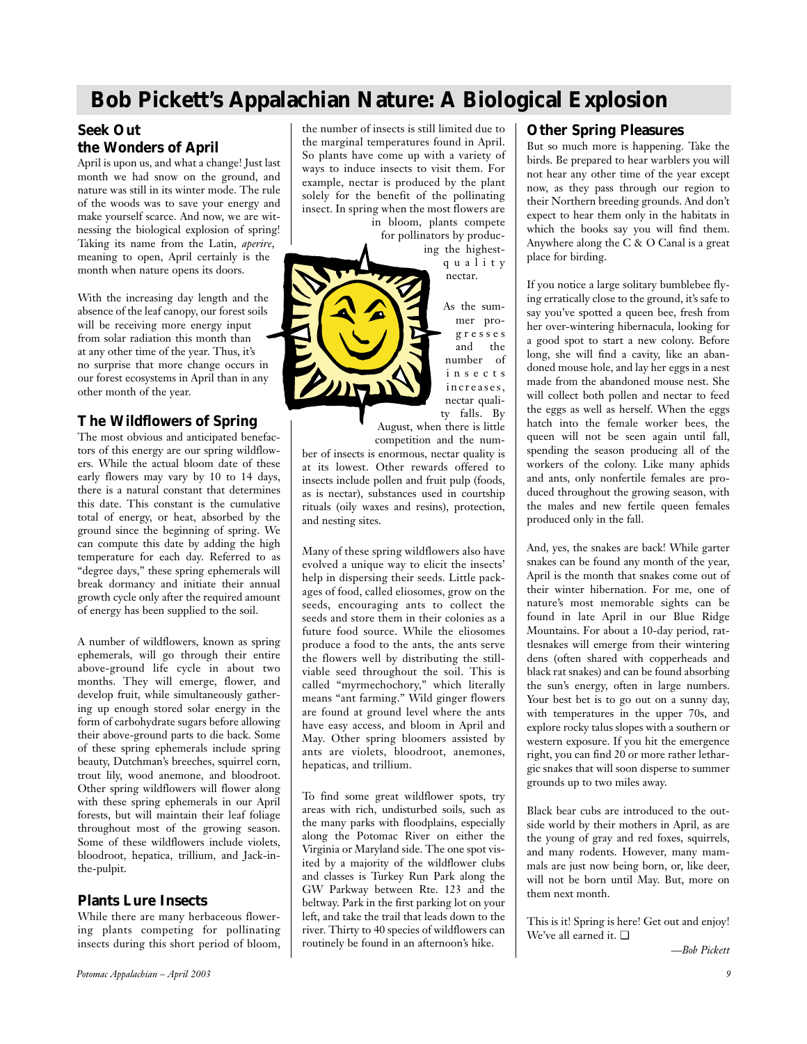# Bob Pickett's Appalachian Nature: A Biological Explosion

## Seek Out the Wonders of April

April is upon us, and what a change! Just last month we had snow on the ground, and nature was still in its winter mode. The rule of the woods was to save your energy and make yourself scarce. And now, we are witnessing the biological explosion of spring! Taking its name from the Latin, *aperire*, meaning to open, April certainly is the month when nature opens its doors.

With the increasing day length and the absence of the leaf canopy, our forest soils will be receiving more energy input from solar radiation this month than at any other time of the year. Thus, it's no surprise that more change occurs in our forest ecosystems in April than in any other month of the year.

## The Wildflowers of Spring

The most obvious and anticipated benefactors of this energy are our spring wildflowers. While the actual bloom date of these early flowers may vary by 10 to 14 days, there is a natural constant that determines this date. This constant is the cumulative total of energy, or heat, absorbed by the ground since the beginning of spring. We can compute this date by adding the high temperature for each day. Referred to as "degree days," these spring ephemerals will break dormancy and initiate their annual growth cycle only after the required amount of energy has been supplied to the soil.

A number of wildflowers, known as spring ephemerals, will go through their entire above-ground life cycle in about two months. They will emerge, flower, and develop fruit, while simultaneously gathering up enough stored solar energy in the form of carbohydrate sugars before allowing their above-ground parts to die back. Some of these spring ephemerals include spring beauty, Dutchman's breeches, squirrel corn, trout lily, wood anemone, and bloodroot. Other spring wildflowers will flower along with these spring ephemerals in our April forests, but will maintain their leaf foliage throughout most of the growing season. Some of these wildflowers include violets, bloodroot, hepatica, trillium, and Jack-in-the-pulpit.

## Plants Lure Insects

While there are many herbaceous flowering plants competing for pollinating insects during this short period of bloom, the number of insects is still limited due to the marginal temperatures found in April. So plants have come up with a variety of ways to induce insects to visit them. For example, nectar is produced by the plant solely for the benefit of the pollinating insect. In spring when the most flowers are in bloom, plants compete for pollinators by producing the highest-quality nectar.

As the summer progresses and the number of insects increases, nectar quality falls. By August, when there is little competition and the number of insects is enormous, nectar quality is at its lowest. Other rewards offered to insects include pollen and fruit pulp (foods, as is nectar), substances used in courtship rituals (oily waxes and resins), protection, and nesting sites.

Many of these spring wildflowers also have evolved a unique way to elicit the insects' help in dispersing their seeds. Little packages of food, called eliosomes, grow on the seeds, encouraging ants to collect the seeds and store them in their colonies as a future food source. While the eliosomes produce a food to the ants, the ants serve the flowers well by distributing the still-viable seed throughout the soil. This is called "myrmechochory," which literally means "ant farming." Wild ginger flowers are found at ground level where the ants have easy access, and bloom in April and May. Other spring bloomers assisted by ants are violets, bloodroot, anemones, hepaticas, and trillium.

To find some great wildflower spots, try areas with rich, undisturbed soils, such as the many parks with floodplains, especially along the Potomac River on either the Virginia or Maryland side. The one spot visited by a majority of the wildflower clubs and classes is Turkey Run Park along the GW Parkway between Rte. 123 and the beltway. Park in the first parking lot on your left, and take the trail that leads down to the river. Thirty to 40 species of wildflowers can routinely be found in an afternoon's hike.

## Other Spring Pleasures

But so much more is happening. Take the birds. Be prepared to hear warblers you will not hear any other time of the year except now, as they pass through our region to their Northern breeding grounds. And don't expect to hear them only in the habitats in which the books say you will find them. Anywhere along the C & O Canal is a great place for birding.

If you notice a large solitary bumblebee flying erratically close to the ground, it's safe to say you've spotted a queen bee, fresh from her over-wintering hibernacula, looking for a good spot to start a new colony. Before long, she will find a cavity, like an abandoned mouse hole, and lay her eggs in a nest made from the abandoned mouse nest. She will collect both pollen and nectar to feed the eggs as well as herself. When the eggs hatch into the female worker bees, the queen will not be seen again until fall, spending the season producing all of the workers of the colony. Like many aphids and ants, only nonfertile females are produced throughout the growing season, with the males and new fertile queen females produced only in the fall.

And, yes, the snakes are back! While garter snakes can be found any month of the year, April is the month that snakes come out of their winter hibernation. For me, one of nature's most memorable sights can be found in late April in our Blue Ridge Mountains. For about a 10-day period, rattlesnakes will emerge from their wintering dens (often shared with copperheads and black rat snakes) and can be found absorbing the sun's energy, often in large numbers. Your best bet is to go out on a sunny day, with temperatures in the upper 70s, and explore rocky talus slopes with a southern or western exposure. If you hit the emergence right, you can find 20 or more rather lethargic snakes that will soon disperse to summer grounds up to two miles away.

Black bear cubs are introduced to the outside world by their mothers in April, as are the young of gray and red foxes, squirrels, and many rodents. However, many mammals are just now being born, or, like deer, will not be born until May. But, more on them next month.

This is it! Spring is here! Get out and enjoy! We've all earned it. ❑

*—Bob Pickett*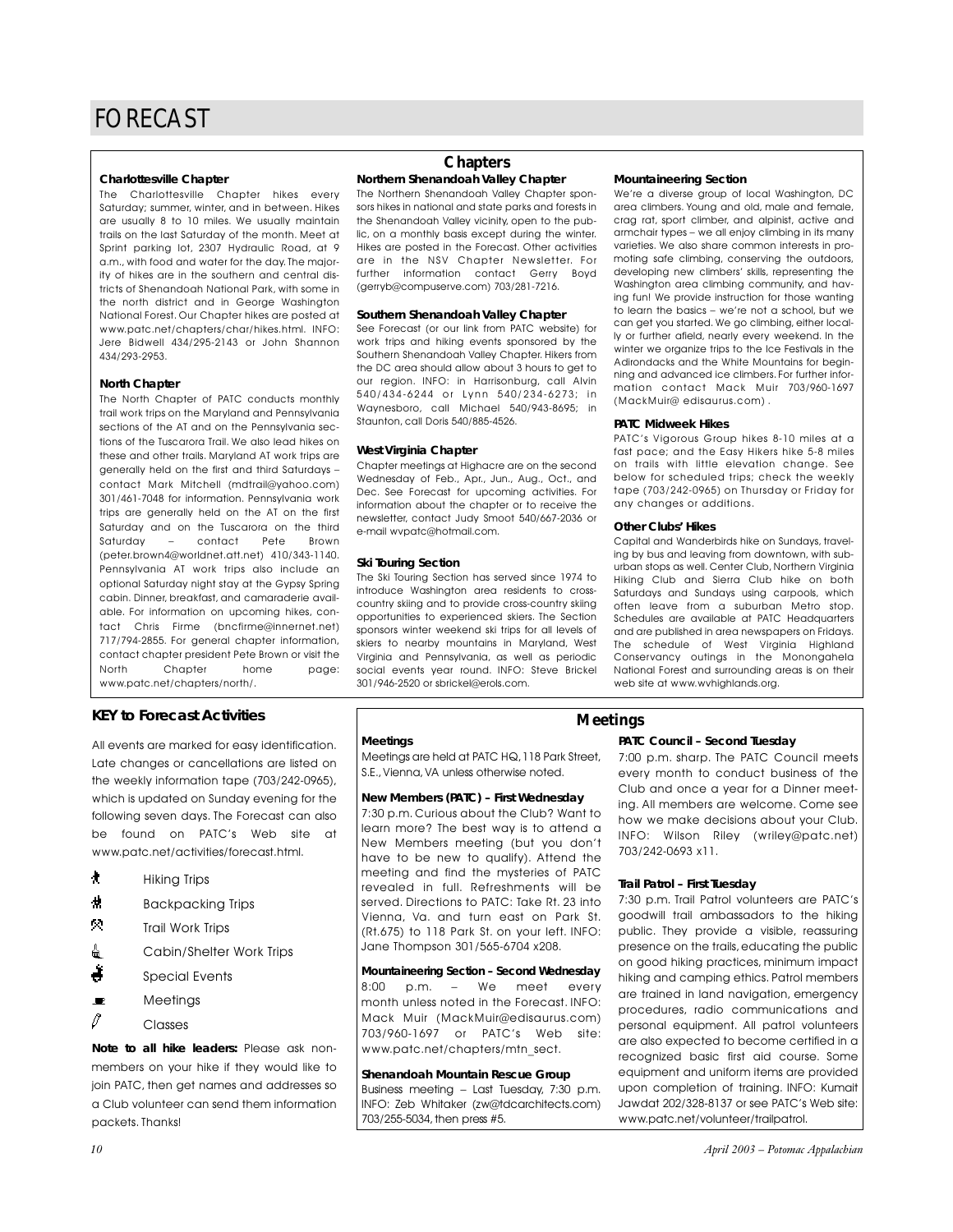# FORECAST

## Chapters

**Charlottesville Chapter**

The Charlottesville Chapter hikes every Saturday; summer, winter, and in between. Hikes are usually 8 to 10 miles. We usually maintain trails on the last Saturday of the month. Meet at Sprint parking lot, 2307 Hydraulic Road, at 9 a.m., with food and water for the day. The majority of hikes are in the southern and central districts of Shenandoah National Park, with some in the north district and in George Washington National Forest. Our Chapter hikes are posted at www.patc.net/chapters/char/hikes.html. INFO: Jere Bidwell 434/295-2143 or John Shannon 434/293-2953.

**North Chapter**

The North Chapter of PATC conducts monthly trail work trips on the Maryland and Pennsylvania sections of the AT and on the Pennsylvania sections of the Tuscarora Trail. We also lead hikes on these and other trails. Maryland AT work trips are generally held on the first and third Saturdays – contact Mark Mitchell (mdtrail@yahoo.com) 301/461-7048 for information. Pennsylvania work trips are generally held on the AT on the first Saturday and on the Tuscarora on the third Saturday – contact Pete Brown (peter.brown4@worldnet.att.net) 410/343-1140. Pennsylvania AT work trips also include an optional Saturday night stay at the Gypsy Spring cabin. Dinner, breakfast, and camaraderie available. For information on upcoming hikes, contact Chris Firme (bncfirme@innernet.net) 717/794-2855. For general chapter information, contact chapter president Pete Brown or visit the North Chapter home page: www.patc.net/chapters/north/.

**Northern Shenandoah Valley Chapter**

The Northern Shenandoah Valley Chapter sponsors hikes in national and state parks and forests in the Shenandoah Valley vicinity, open to the public, on a monthly basis except during the winter. Hikes are posted in the Forecast. Other activities are in the NSV Chapter Newsletter. For further information contact Gerry Boyd (gerryb@compuserve.com) 703/281-7216.

**Southern Shenandoah Valley Chapter**

See Forecast (or our link from PATC website) for work trips and hiking events sponsored by the Southern Shenandoah Valley Chapter. Hikers from the DC area should allow about 3 hours to get to our region. INFO: in Harrisonburg, call Alvin 540/434-6244 or Lynn 540/234-6273; in Waynesboro, call Michael 540/943-8695; in Staunton, call Doris 540/885-4526.

**West Virginia Chapter**

Chapter meetings at Highacre are on the second Wednesday of Feb., Apr., Jun., Aug., Oct., and Dec. See Forecast for upcoming activities. For information about the chapter or to receive the newsletter, contact Judy Smoot 540/667-2036 or e-mail wvpatc@hotmail.com.

**Ski Touring Section**

The Ski Touring Section has served since 1974 to introduce Washington area residents to cross-country skiing and to provide cross-country skiing opportunities to experienced skiers. The Section sponsors winter weekend ski trips for all levels of skiers to nearby mountains in Maryland, West Virginia and Pennsylvania, as well as periodic social events year round. INFO: Steve Brickel 301/946-2520 or sbrickel@erols.com.

**Mountaineering Section**

We're a diverse group of local Washington, DC area climbers. Young and old, male and female, crag rat, sport climber, and alpinist, active and armchair types – we all enjoy climbing in its many varieties. We also share common interests in promoting safe climbing, conserving the outdoors, developing new climbers' skills, representing the Washington area climbing community, and having fun! We provide instruction for those wanting to learn the basics – we're not a school, but we can get you started. We go climbing, either locally or further afield, nearly every weekend. In the winter we organize trips to the Ice Festivals in the Adirondacks and the White Mountains for beginning and advanced ice climbers. For further information contact Mack Muir 703/960-1697 (MackMuir@ edisaurus.com) .

**PATC Midweek Hikes**

PATC's Vigorous Group hikes 8-10 miles at a fast pace; and the Easy Hikers hike 5-8 miles on trails with little elevation change. See below for scheduled trips; check the weekly tape (703/242-0965) on Thursday or Friday for any changes or additions.

**Other Clubs' Hikes**

Capital and Wanderbirds hike on Sundays, traveling by bus and leaving from downtown, with suburban stops as well. Center Club, Northern Virginia Hiking Club and Sierra Club hike on both Saturdays and Sundays using carpools, which often leave from a suburban Metro stop. Schedules are available at PATC Headquarters and are published in area newspapers on Fridays. The schedule of West Virginia Highland Conservancy outings in the Monongahela National Forest and surrounding areas is on their web site at www.wvhighlands.org.

## KEY to Forecast Activities

All events are marked for easy identification. Late changes or cancellations are listed on the weekly information tape (703/242-0965), which is updated on Sunday evening for the following seven days. The Forecast can also be found on PATC's Web site at www.patc.net/activities/forecast.html.

- Hiking Trips
- Backpacking Trips
- Trail Work Trips
- Cabin/Shelter Work Trips
- Special Events
- Meetings
- Classes

**Note to all hike leaders:** Please ask nonmembers on your hike if they would like to join PATC, then get names and addresses so a Club volunteer can send them information packets. Thanks!

## Meetings

**Meetings**

Meetings are held at PATC HQ, 118 Park Street, S.E., Vienna, VA unless otherwise noted.

**New Members (PATC) – First Wednesday**

7:30 p.m. Curious about the Club? Want to learn more? The best way is to attend a New Members meeting (but you don't have to be new to qualify). Attend the meeting and find the mysteries of PATC revealed in full. Refreshments will be served. Directions to PATC: Take Rt. 23 into Vienna, Va. and turn east on Park St. (Rt.675) to 118 Park St. on your left. INFO: Jane Thompson 301/565-6704 x208.

**Mountaineering Section – Second Wednesday**

8:00 p.m. – We meet every month unless noted in the Forecast. INFO: Mack Muir (MackMuir@edisaurus.com) 703/960-1697 or PATC's Web site: www.patc.net/chapters/mtn_sect.

**Shenandoah Mountain Rescue Group**

Business meeting – Last Tuesday, 7:30 p.m. INFO: Zeb Whitaker (zw@tdcarchitects.com) 703/255-5034, then press #5.

**PATC Council – Second Tuesday**

7:00 p.m. sharp. The PATC Council meets every month to conduct business of the Club and once a year for a Dinner meeting. All members are welcome. Come see how we make decisions about your Club. INFO: Wilson Riley (wriley@patc.net) 703/242-0693 x11.

**Trail Patrol – First Tuesday**

7:30 p.m. Trail Patrol volunteers are PATC's goodwill trail ambassadors to the hiking public. They provide a visible, reassuring presence on the trails, educating the public on good hiking practices, minimum impact hiking and camping ethics. Patrol members are trained in land navigation, emergency procedures, radio communications and personal equipment. All patrol volunteers are also expected to become certified in a recognized basic first aid course. Some equipment and uniform items are provided upon completion of training. INFO: Kumait Jawdat 202/328-8137 or see PATC's Web site: www.patc.net/volunteer/trailpatrol.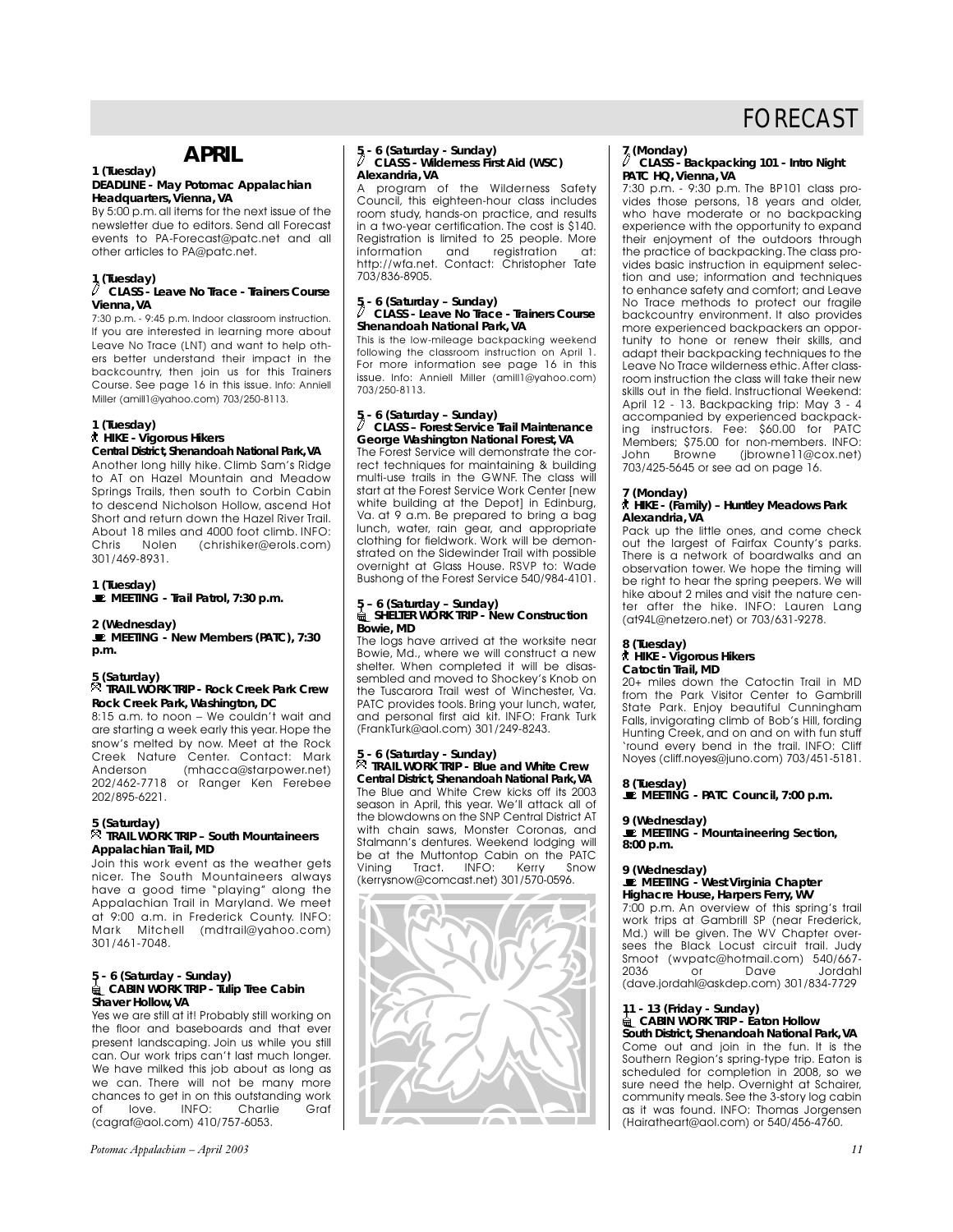# FORECAST

## APRIL

**1 (Tuesday)**
**DEADLINE - May Potomac Appalachian**
**Headquarters, Vienna, VA**

By 5:00 p.m. all items for the next issue of the newsletter due to editors. Send all Forecast events to PA-Forecast@patc.net and all other articles to PA@patc.net.

**1 (Tuesday)**
**CLASS - Leave No Trace - Trainers Course**
**Vienna, VA**

7:30 p.m. - 9:45 p.m. Indoor classroom instruction. If you are interested in learning more about Leave No Trace (LNT) and want to help others better understand their impact in the backcountry, then join us for this Trainers Course. See page 16 in this issue. Info: Anniell Miller (amill1@yahoo.com) 703/250-8113.

**1 (Tuesday)**
**HIKE - Vigorous Hikers**
**Central District, Shenandoah National Park, VA**

Another long hilly hike. Climb Sam's Ridge to AT on Hazel Mountain and Meadow Springs Trails, then south to Corbin Cabin to descend Nicholson Hollow, ascend Hot Short and return down the Hazel River Trail. About 18 miles and 4000 foot climb. INFO: Chris Nolen (chrishiker@erols.com) 301/469-8931.

**1 (Tuesday)**
**MEETING - Trail Patrol, 7:30 p.m.**

**2 (Wednesday)**
**MEETING - New Members (PATC), 7:30 p.m.**

**5 (Saturday)**
**TRAIL WORK TRIP - Rock Creek Park Crew**
**Rock Creek Park, Washington, DC**

8:15 a.m. to noon – We couldn't wait and are starting a week early this year. Hope the snow's melted by now. Meet at the Rock Creek Nature Center. Contact: Mark Anderson (mhacca@starpower.net) 202/462-7718 or Ranger Ken Ferebee 202/895-6221.

**5 (Saturday)**
**TRAIL WORK TRIP – South Mountaineers**
**Appalachian Trail, MD**

Join this work event as the weather gets nicer. The South Mountaineers always have a good time "playing" along the Appalachian Trail in Maryland. We meet at 9:00 a.m. in Frederick County. INFO: Mark Mitchell (mdtrail@yahoo.com) 301/461-7048.

**5 - 6 (Saturday - Sunday)**
**CABIN WORK TRIP - Tulip Tree Cabin**
**Shaver Hollow, VA**

Yes we are still at it! Probably still working on the floor and baseboards and that ever present landscaping. Join us while you still can. Our work trips can't last much longer. We have milked this job about as long as we can. There will not be many more chances to get in on this outstanding work of love. INFO: Charlie Graf (cagraf@aol.com) 410/757-6053.

**5 - 6 (Saturday - Sunday)**
**CLASS - Wilderness First Aid (WSC)**
**Alexandria, VA**

A program of the Wilderness Safety Council, this eighteen-hour class includes room study, hands-on practice, and results in a two-year certification. The cost is $140. Registration is limited to 25 people. More information and registration at: http://wfa.net. Contact: Christopher Tate 703/836-8905.

**5 - 6 (Saturday – Sunday)**
**CLASS - Leave No Trace - Trainers Course**
**Shenandoah National Park, VA**

This is the low-mileage backpacking weekend following the classroom instruction on April 1. For more information see page 16 in this issue. Info: Anniell Miller (amill1@yahoo.com) 703/250-8113.

**5 - 6 (Saturday – Sunday)**
**CLASS – Forest Service Trail Maintenance**
**George Washington National Forest, VA**

The Forest Service will demonstrate the correct techniques for maintaining & building multi-use trails in the GWNF. The class will start at the Forest Service Work Center [new white building at the Depot] in Edinburg, Va. at 9 a.m. Be prepared to bring a bag lunch, water, rain gear, and appropriate clothing for fieldwork. Work will be demonstrated on the Sidewinder Trail with possible overnight at Glass House. RSVP to: Wade Bushong of the Forest Service 540/984-4101.

**5 – 6 (Saturday – Sunday)**
**SHELTER WORK TRIP - New Construction**
**Bowie, MD**

The logs have arrived at the worksite near Bowie, Md., where we will construct a new shelter. When completed it will be disassembled and moved to Shockey's Knob on the Tuscarora Trail west of Winchester, Va. PATC provides tools. Bring your lunch, water, and personal first aid kit. INFO: Frank Turk (FrankTurk@aol.com) 301/249-8243.

**5 - 6 (Saturday - Sunday)**
**TRAIL WORK TRIP - Blue and White Crew**
**Central District, Shenandoah National Park, VA**

The Blue and White Crew kicks off its 2003 season in April, this year. We'll attack all of the blowdowns on the SNP Central District AT with chain saws, Monster Coronas, and Stalmann's dentures. Weekend lodging will be at the Muttontop Cabin on the PATC Vining Tract. INFO: Kerry Snow (kerrysnow@comcast.net) 301/570-0596.

**7 (Monday)**
**CLASS - Backpacking 101 - Intro Night**
**PATC HQ, Vienna, VA**

7:30 p.m. - 9:30 p.m. The BP101 class provides those persons, 18 years and older, who have moderate or no backpacking experience with the opportunity to expand their enjoyment of the outdoors through the practice of backpacking. The class provides basic instruction in equipment selection and use; information and techniques to enhance safety and comfort; and Leave No Trace methods to protect our fragile backcountry environment. It also provides more experienced backpackers an opportunity to hone or renew their skills, and adapt their backpacking techniques to the Leave No Trace wilderness ethic. After classroom instruction the class will take their new skills out in the field. Instructional Weekend: April 12 - 13. Backpacking trip: May 3 - 4 accompanied by experienced backpacking instructors. Fee: $60.00 for PATC Members; $75.00 for non-members. INFO: John Browne (jbrowne11@cox.net) 703/425-5645 or see ad on page 16.

**7 (Monday)**
**HIKE - (Family) – Huntley Meadows Park**
**Alexandria, VA**

Pack up the little ones, and come check out the largest of Fairfax County's parks. There is a network of boardwalks and an observation tower. We hope the timing will be right to hear the spring peepers. We will hike about 2 miles and visit the nature center after the hike. INFO: Lauren Lang (at94L@netzero.net) or 703/631-9278.

**8 (Tuesday)**
**HIKE - Vigorous Hikers**
**Catoctin Trail, MD**

20+ miles down the Catoctin Trail in MD from the Park Visitor Center to Gambrill State Park. Enjoy beautiful Cunningham Falls, invigorating climb of Bob's Hill, fording Hunting Creek, and on and on with fun stuff 'round every bend in the trail. INFO: Cliff Noyes (cliff.noyes@juno.com) 703/451-5181.

**8 (Tuesday)**
**MEETING - PATC Council, 7:00 p.m.**

**9 (Wednesday)**
**MEETING - Mountaineering Section, 8:00 p.m.**

**9 (Wednesday)**
**MEETING - West Virginia Chapter**
**Highacre House, Harpers Ferry, WV**

7:00 p.m. An overview of this spring's trail work trips at Gambrill SP (near Frederick, Md.) will be given. The WV Chapter oversees the Black Locust circuit trail. Judy Smoot (wvpatc@hotmail.com) 540/667-2036 or Dave Jordahl (dave.jordahl@askdep.com) 301/834-7729

**11 - 13 (Friday - Sunday)**
**CABIN WORK TRIP - Eaton Hollow**
**South District, Shenandoah National Park, VA**

Come out and join in the fun. It is the Southern Region's spring-type trip. Eaton is scheduled for completion in 2008, so we sure need the help. Overnight at Schairer, community meals. See the 3-story log cabin as it was found. INFO: Thomas Jorgensen (Hairatheart@aol.com) or 540/456-4760.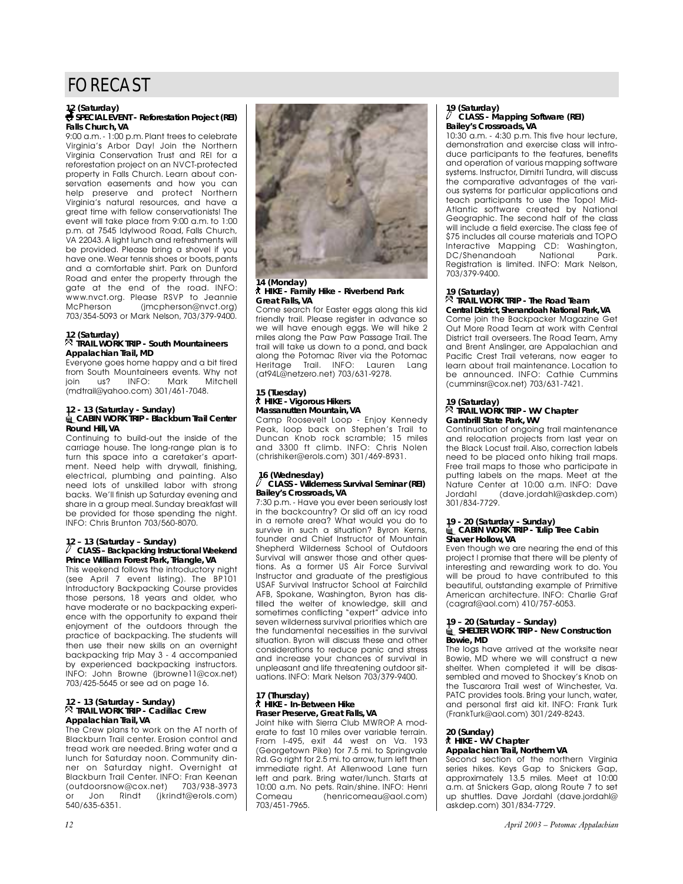# FORECAST

**12 (Saturday)**
**SPECIAL EVENT - Reforestation Project (REI)**
**Falls Church, VA**

9:00 a.m. - 1:00 p.m. Plant trees to celebrate Virginia's Arbor Day! Join the Northern Virginia Conservation Trust and REI for a reforestation project on an NVCT-protected property in Falls Church. Learn about conservation easements and how you can help preserve and protect Northern Virginia's natural resources, and have a great time with fellow conservationists! The event will take place from 9:00 a.m. to 1:00 p.m. at 7545 Idylwood Road, Falls Church, VA 22043. A light lunch and refreshments will be provided. Please bring a shovel if you have one. Wear tennis shoes or boots, pants and a comfortable shirt. Park on Dunford Road and enter the property through the gate at the end of the road. INFO: www.nvct.org. Please RSVP to Jeannie McPherson (jmcpherson@nvct.org) 703/354-5093 or Mark Nelson, 703/379-9400.

**12 (Saturday)**
**TRAIL WORK TRIP - South Mountaineers**
**Appalachian Trail, MD**

Everyone goes home happy and a bit tired from South Mountaineers events. Why not join us? INFO: Mark Mitchell (mdtrail@yahoo.com) 301/461-7048.

**12 - 13 (Saturday - Sunday)**
**CABIN WORK TRIP - Blackburn Trail Center**
**Round Hill, VA**

Continuing to build-out the inside of the carriage house. The long-range plan is to turn this space into a caretaker's apartment. Need help with drywall, finishing, electrical, plumbing and painting. Also need lots of unskilled labor with strong backs. We'll finish up Saturday evening and share in a group meal. Sunday breakfast will be provided for those spending the night. INFO: Chris Brunton 703/560-8070.

**12 – 13 (Saturday – Sunday)**
**CLASS – Backpacking Instructional Weekend**
**Prince William Forest Park, Triangle, VA**

This weekend follows the introductory night (see April 7 event listing). The BP101 Introductory Backpacking Course provides those persons, 18 years and older, who have moderate or no backpacking experience with the opportunity to expand their enjoyment of the outdoors through the practice of backpacking. The students will then use their new skills on an overnight backpacking trip May 3 - 4 accompanied by experienced backpacking instructors. INFO: John Browne (jbrowne11@cox.net) 703/425-5645 or see ad on page 16.

**12 - 13 (Saturday - Sunday)**
**TRAIL WORK TRIP - Cadillac Crew**
**Appalachian Trail, VA**

The Crew plans to work on the AT north of Blackburn Trail center. Erosion control and tread work are needed. Bring water and a lunch for Saturday noon. Community dinner on Saturday night. Overnight at Blackburn Trail Center. INFO: Fran Keenan (outdoorsnow@cox.net) 703/938-3973 or Jon Rindt (jkrindt@erols.com) 540/635-6351.

**14 (Monday)**
**HIKE - Family Hike - Riverbend Park**
**Great Falls, VA**

Come search for Easter eggs along this kid friendly trail. Please register in advance so we will have enough eggs. We will hike 2 miles along the Paw Paw Passage Trail. The trail will take us down to a pond, and back along the Potomac River via the Potomac Heritage Trail. INFO: Lauren Lang (at94L@netzero.net) 703/631-9278.

**15 (Tuesday)**
**HIKE - Vigorous Hikers**
**Massanutten Mountain, VA**

Camp Roosevelt Loop - Enjoy Kennedy Peak, loop back on Stephen's Trail to Duncan Knob rock scramble; 15 miles and 3300 ft climb. INFO: Chris Nolen (chrishiker@erols.com) 301/469-8931.

**16 (Wednesday)**
**CLASS - Wilderness Survival Seminar (REI)**
**Bailey's Crossroads, VA**

7:30 p.m. - Have you ever been seriously lost in the backcountry? Or slid off an icy road in a remote area? What would you do to survive in such a situation? Byron Kerns, founder and Chief Instructor of Mountain Shepherd Wilderness School of Outdoors Survival will answer those and other questions. As a former US Air Force Survival Instructor and graduate of the prestigious USAF Survival Instructor School at Fairchild AFB, Spokane, Washington, Byron has distilled the welter of knowledge, skill and sometimes conflicting "expert" advice into seven wilderness survival priorities which are the fundamental necessities in the survival situation. Byron will discuss these and other considerations to reduce panic and stress and increase your chances of survival in unpleasant and life threatening outdoor situations. INFO: Mark Nelson 703/379-9400.

**17 (Thursday)**
**HIKE - In-Between Hike**
**Fraser Preserve, Great Falls, VA**

Joint hike with Sierra Club MWROP. A moderate to fast 10 miles over variable terrain. From I-495, exit 44 west on Va. 193 (Georgetown Pike) for 7.5 mi. to Springvale Rd. Go right for 2.5 mi. to arrow, turn left then immediate right. At Allenwood Lane turn left and park. Bring water/lunch. Starts at 10:00 a.m. No pets. Rain/shine. INFO: Henri Comeau (henricomeau@aol.com) 703/451-7965.

**19 (Saturday)**
**CLASS - Mapping Software (REI)**
**Bailey's Crossroads, VA**

10:30 a.m. - 4:30 p.m. This five hour lecture, demonstration and exercise class will introduce participants to the features, benefits and operation of various mapping software systems. Instructor, Dimitri Tundra, will discuss the comparative advantages of the various systems for particular applications and teach participants to use the Topo! Mid-Atlantic software created by National Geographic. The second half of the class will include a field exercise. The class fee of $75 includes all course materials and TOPO Interactive Mapping CD: Washington, DC/Shenandoah National Park. Registration is limited. INFO: Mark Nelson, 703/379-9400.

**19 (Saturday)**
**TRAIL WORK TRIP - The Road Team**
**Central District, Shenandoah National Park, VA**

Come join the Backpacker Magazine Get Out More Road Team at work with Central District trail overseers. The Road Team, Amy and Brent Anslinger, are Appalachian and Pacific Crest Trail veterans, now eager to learn about trail maintenance. Location to be announced. INFO: Cathie Cummins (cumminsr@cox.net) 703/631-7421.

**19 (Saturday)**
**TRAIL WORK TRIP - WV Chapter**
**Gambrill State Park, WV**

Continuation of ongoing trail maintenance and relocation projects from last year on the Black Locust trail. Also, correction labels need to be placed onto hiking trail maps. Free trail maps to those who participate in putting labels on the maps. Meet at the Nature Center at 10:00 a.m. INFO: Dave Jordahl (dave.jordahl@askdep.com) 301/834-7729.

**19 - 20 (Saturday - Sunday)**
**CABIN WORK TRIP - Tulip Tree Cabin**
**Shaver Hollow, VA**

Even though we are nearing the end of this project I promise that there will be plenty of interesting and rewarding work to do. You will be proud to have contributed to this beautiful, outstanding example of Primitive American architecture. INFO: Charlie Graf (cagraf@aol.com) 410/757-6053.

**19 – 20 (Saturday – Sunday)**
**SHELTER WORK TRIP - New Construction**
**Bowie, MD**

The logs have arrived at the worksite near Bowie, MD where we will construct a new shelter. When completed it will be disassembled and moved to Shockey's Knob on the Tuscarora Trail west of Winchester, Va. PATC provides tools. Bring your lunch, water, and personal first aid kit. INFO: Frank Turk (FrankTurk@aol.com) 301/249-8243.

**20 (Sunday)**
**HIKE - WV Chapter**
**Appalachian Trail, Northern VA**

Second section of the northern Virginia series hikes. Keys Gap to Snickers Gap, approximately 13.5 miles. Meet at 10:00 a.m. at Snickers Gap, along Route 7 to set up shuttles. Dave Jordahl (dave.jordahl@askdep.com) 301/834-7729.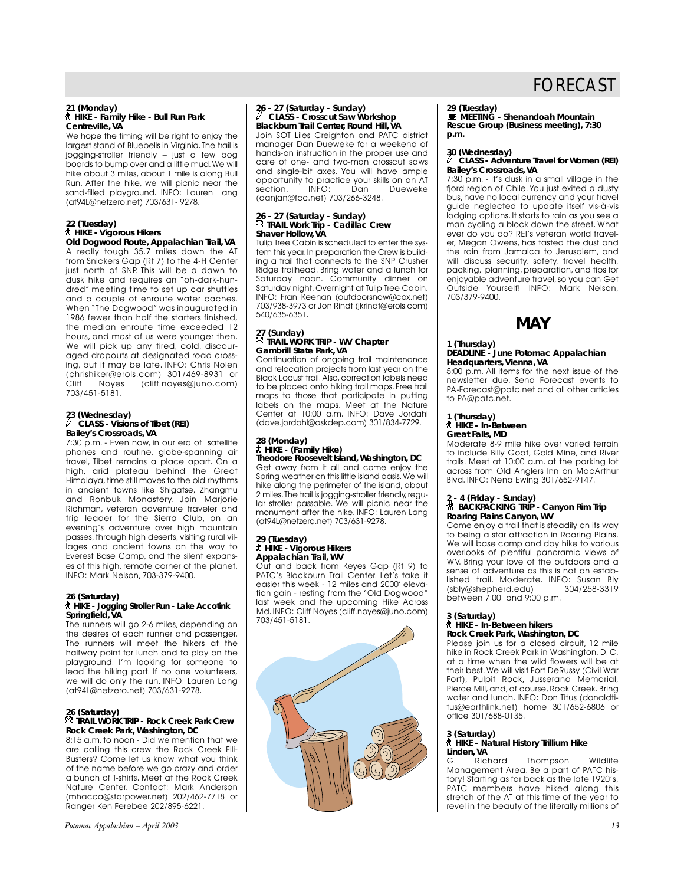# FORECAST

**21 (Monday)**
**HIKE - Family Hike - Bull Run Park**
**Centreville, VA**

We hope the timing will be right to enjoy the largest stand of Bluebells in Virginia. The trail is jogging-stroller friendly – just a few bog boards to bump over and a little mud. We will hike about 3 miles, about 1 mile is along Bull Run. After the hike, we will picnic near the sand-filled playground. INFO: Lauren Lang (at94L@netzero.net) 703/631- 9278.

**22 (Tuesday)**
**HIKE - Vigorous Hikers**
**Old Dogwood Route, Appalachian Trail, VA**

A really tough 35.7 miles down the AT from Snickers Gap (Rt 7) to the 4-H Center just north of SNP. This will be a dawn to dusk hike and requires an "oh-dark-hundred" meeting time to set up car shuttles and a couple of enroute water caches. When "The Dogwood" was inaugurated in 1986 fewer than half the starters finished, the median enroute time exceeded 12 hours, and most of us were younger then. We will pick up any tired, cold, discouraged dropouts at designated road crossing, but it may be late. INFO: Chris Nolen (chrishiker@erols.com) 301/469-8931 or Cliff Noyes (cliff.noyes@juno.com) 703/451-5181.

**23 (Wednesday)**
**CLASS - Visions of Tibet (REI)**
**Bailey's Crossroads, VA**

7:30 p.m. - Even now, in our era of satellite phones and routine, globe-spanning air travel, Tibet remains a place apart. On a high, arid plateau behind the Great Himalaya, time still moves to the old rhythms in ancient towns like Shigatse, Zhangmu and Ronbuk Monastery. Join Marjorie Richman, veteran adventure traveler and trip leader for the Sierra Club, on an evening's adventure over high mountain passes, through high deserts, visiting rural villages and ancient towns on the way to Everest Base Camp, and the silent expanses of this high, remote corner of the planet. INFO: Mark Nelson, 703-379-9400.

**26 (Saturday)**
**HIKE - Jogging Stroller Run - Lake Accotink**
**Springfield, VA**

The runners will go 2-6 miles, depending on the desires of each runner and passenger. The runners will meet the hikers at the halfway point for lunch and to play on the playground. I'm looking for someone to lead the hiking part. If no one volunteers, we will do only the run. INFO: Lauren Lang (at94L@netzero.net) 703/631-9278.

**26 (Saturday)**
**TRAIL WORK TRIP - Rock Creek Park Crew**
**Rock Creek Park, Washington, DC**

8:15 a.m. to noon - Did we mention that we are calling this crew the Rock Creek Fili-Busters? Come let us know what you think of the name before we go crazy and order a bunch of T-shirts. Meet at the Rock Creek Nature Center. Contact: Mark Anderson (mhacca@starpower.net) 202/462-7718 or Ranger Ken Ferebee 202/895-6221.

**26 - 27 (Saturday - Sunday)**
**CLASS - Crosscut Saw Workshop**
**Blackburn Trail Center, Round Hill, VA**

Join SOT Liles Creighton and PATC district manager Dan Dueweke for a weekend of hands-on instruction in the proper use and care of one- and two-man crosscut saws and single-bit axes. You will have ample opportunity to practice your skills on an AT section. INFO: Dan Dueweke (danjan@fcc.net) 703/266-3248.

**26 - 27 (Saturday - Sunday)**
**TRAIL Work Trip - Cadillac Crew**
**Shaver Hollow, VA**

Tulip Tree Cabin is scheduled to enter the system this year. In preparation the Crew is building a trail that connects to the SNP Crusher Ridge trailhead. Bring water and a lunch for Saturday noon. Community dinner on Saturday night. Overnight at Tulip Tree Cabin. INFO: Fran Keenan (outdoorsnow@cox.net) 703/938-3973 or Jon Rindt (jkrindt@erols.com) 540/635-6351.

**27 (Sunday)**
**TRAIL WORK TRIP - WV Chapter**
**Gambrill State Park, VA**

Continuation of ongoing trail maintenance and relocation projects from last year on the Black Locust trail. Also, correction labels need to be placed onto hiking trail maps. Free trail maps to those that participate in putting labels on the maps. Meet at the Nature Center at 10:00 a.m. INFO: Dave Jordahl (dave.jordahl@askdep.com) 301/834-7729.

**28 (Monday)**
**HIKE - (Family Hike)**
**Theodore Roosevelt Island, Washington, DC**

Get away from it all and come enjoy the Spring weather on this little island oasis. We will hike along the perimeter of the island, about 2 miles. The trail is jogging-stroller friendly, regular stroller passable. We will picnic near the monument after the hike. INFO: Lauren Lang (at94L@netzero.net) 703/631-9278.

**29 (Tuesday)**
**HIKE - Vigorous Hikers**
**Appalachian Trail, WV**

Out and back from Keyes Gap (Rt 9) to PATC's Blackburn Trail Center. Let's take it easier this week - 12 miles and 2000' elevation gain - resting from the "Old Dogwood" last week and the upcoming Hike Across Md. INFO: Cliff Noyes (cliff.noyes@juno.com) 703/451-5181.

**29 (Tuesday)**
**MEETING - Shenandoah Mountain Rescue Group (Business meeting), 7:30 p.m.**

**30 (Wednesday)**
**CLASS - Adventure Travel for Women (REI)**
**Bailey's Crossroads, VA**

7:30 p.m. - It's dusk in a small village in the fjord region of Chile. You just exited a dusty bus, have no local currency and your travel guide neglected to update itself vis-à-vis lodging options. It starts to rain as you see a man cycling a block down the street. What ever do you do? REI's veteran world traveler, Megan Owens, has tasted the dust and the rain from Jamaica to Jerusalem, and will discuss security, safety, travel health, packing, planning, preparation, and tips for enjoyable adventure travel, so you can Get Outside Yourself! INFO: Mark Nelson, 703/379-9400.

## MAY

**1 (Thursday)**
**DEADLINE - June Potomac Appalachian**
**Headquarters, Vienna, VA**

5:00 p.m. All items for the next issue of the newsletter due. Send Forecast events to PA-Forecast@patc.net and all other articles to PA@patc.net.

**1 (Thursday)**
**HIKE - In-Between**
**Great Falls, MD**

Moderate 8-9 mile hike over varied terrain to include Billy Goat, Gold Mine, and River trails. Meet at 10:00 a.m. at the parking lot across from Old Anglers Inn on MacArthur Blvd. INFO: Nena Ewing 301/652-9147.

**2 - 4 (Friday - Sunday)**
**BACKPACKING TRIP - Canyon Rim Trip**
**Roaring Plains Canyon, WV**

Come enjoy a trail that is steadily on its way to being a star attraction in Roaring Plains. We will base camp and day hike to various overlooks of plentiful panoramic views of WV. Bring your love of the outdoors and a sense of adventure as this is not an established trail. Moderate. INFO: Susan Bly (sbly@shepherd.edu) 304/258-3319 between 7:00 and 9:00 p.m.

**3 (Saturday)**
**HIKE - In-Between hikers**
**Rock Creek Park, Washington, DC**

Please join us for a closed circuit, 12 mile hike in Rock Creek Park in Washington, D. C. at a time when the wild flowers will be at their best. We will visit Fort DeRussy (Civil War Fort), Pulpit Rock, Jusserand Memorial, Pierce Mill, and, of course, Rock Creek. Bring water and lunch. INFO: Don Titus (donalditus@earthlink.net) home 301/652-6806 or office 301/688-0135.

**3 (Saturday)**
**HIKE - Natural History Trillium Hike**
**Linden, VA**

G. Richard Thompson Wildlife Management Area. Be a part of PATC history! Starting as far back as the late 1920's, PATC members have hiked along this stretch of the AT at this time of the year to revel in the beauty of the literally millions of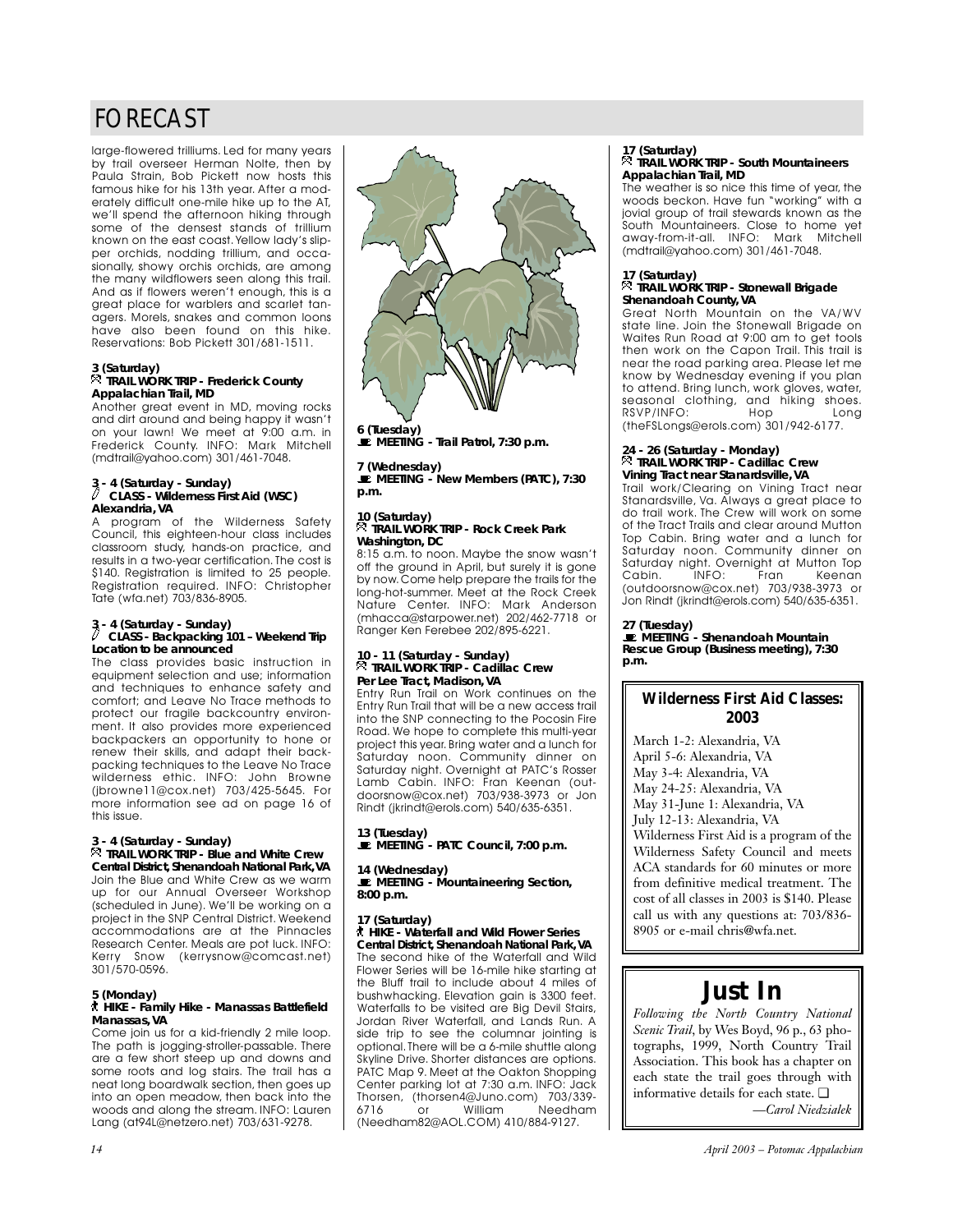# FORECAST

large-flowered trilliums. Led for many years by trail overseer Herman Nolte, then by Paula Strain, Bob Pickett now hosts this famous hike for his 13th year. After a moderately difficult one-mile hike up to the AT, we'll spend the afternoon hiking through some of the densest stands of trillium known on the east coast. Yellow lady's slipper orchids, nodding trillium, and occasionally, showy orchis orchids, are among the many wildflowers seen along this trail. And as if flowers weren't enough, this is a great place for warblers and scarlet tanagers. Morels, snakes and common loons have also been found on this hike. Reservations: Bob Pickett 301/681-1511.

**3 (Saturday)**
**TRAIL WORK TRIP - Frederick County Appalachian Trail, MD**
Another great event in MD, moving rocks and dirt around and being happy it wasn't on your lawn! We meet at 9:00 a.m. in Frederick County. INFO: Mark Mitchell (mdtrail@yahoo.com) 301/461-7048.

**3 - 4 (Saturday - Sunday)**
**CLASS - Wilderness First Aid (WSC) Alexandria, VA**
A program of the Wilderness Safety Council, this eighteen-hour class includes classroom study, hands-on practice, and results in a two-year certification. The cost is $140. Registration is limited to 25 people. Registration required. INFO: Christopher Tate (wfa.net) 703/836-8905.

**3 - 4 (Saturday - Sunday)**
**CLASS - Backpacking 101 – Weekend Trip Location to be announced**
The class provides basic instruction in equipment selection and use; information and techniques to enhance safety and comfort; and Leave No Trace methods to protect our fragile backcountry environment. It also provides more experienced backpackers an opportunity to hone or renew their skills, and adapt their backpacking techniques to the Leave No Trace wilderness ethic. INFO: John Browne (jbrowne11@cox.net) 703/425-5645. For more information see ad on page 16 of this issue.

**3 - 4 (Saturday - Sunday)**
**TRAIL WORK TRIP - Blue and White Crew Central District, Shenandoah National Park, VA**
Join the Blue and White Crew as we warm up for our Annual Overseer Workshop (scheduled in June). We'll be working on a project in the SNP Central District. Weekend accommodations are at the Pinnacles Research Center. Meals are pot luck. INFO: Kerry Snow (kerrysnow@comcast.net) 301/570-0596.

**5 (Monday)**
**HIKE - Family Hike - Manassas Battlefield Manassas, VA**
Come join us for a kid-friendly 2 mile loop. The path is jogging-stroller-passable. There are a few short steep up and downs and some roots and log stairs. The trail has a neat long boardwalk section, then goes up into an open meadow, then back into the woods and along the stream. INFO: Lauren Lang (at94L@netzero.net) 703/631-9278.

**6 (Tuesday)**
**MEETING - Trail Patrol, 7:30 p.m.**

**7 (Wednesday)**
**MEETING - New Members (PATC), 7:30 p.m.**

**10 (Saturday)**
**TRAIL WORK TRIP - Rock Creek Park Washington, DC**
8:15 a.m. to noon. Maybe the snow wasn't off the ground in April, but surely it is gone by now. Come help prepare the trails for the long-hot-summer. Meet at the Rock Creek Nature Center. INFO: Mark Anderson (mhacca@starpower.net) 202/462-7718 or Ranger Ken Ferebee 202/895-6221.

**10 - 11 (Saturday - Sunday)**
**TRAIL WORK TRIP - Cadillac Crew Per Lee Tract, Madison, VA**
Entry Run Trail on Work continues on the Entry Run Trail that will be a new access trail into the SNP connecting to the Pocosin Fire Road. We hope to complete this multi-year project this year. Bring water and a lunch for Saturday noon. Community dinner on Saturday night. Overnight at PATC's Rosser Lamb Cabin. INFO: Fran Keenan (outdoorsnow@cox.net) 703/938-3973 or Jon Rindt (jkrindt@erols.com) 540/635-6351.

**13 (Tuesday)**
**MEETING - PATC Council, 7:00 p.m.**

**14 (Wednesday)**
**MEETING - Mountaineering Section, 8:00 p.m.**

**17 (Saturday)**
**HIKE - Waterfall and Wild Flower Series Central District, Shenandoah National Park, VA**
The second hike of the Waterfall and Wild Flower Series will be 16-mile hike starting at the Bluff trail to include about 4 miles of bushwhacking. Elevation gain is 3300 feet. Waterfalls to be visited are Big Devil Stairs, Jordan River Waterfall, and Lands Run. A side trip to see the columnar jointing is optional. There will be a 6-mile shuttle along Skyline Drive. Shorter distances are options. PATC Map 9. Meet at the Oakton Shopping Center parking lot at 7:30 a.m. INFO: Jack Thorsen, (thorsen4@Juno.com) 703/339-6716 or William Needham (Needham82@AOL.COM) 410/884-9127.

**17 (Saturday)**
**TRAIL WORK TRIP - South Mountaineers Appalachian Trail, MD**
The weather is so nice this time of year, the woods beckon. Have fun "working" with a jovial group of trail stewards known as the South Mountaineers. Close to home yet away-from-it-all. INFO: Mark Mitchell (mdtrail@yahoo.com) 301/461-7048.

**17 (Saturday)**
**TRAIL WORK TRIP - Stonewall Brigade Shenandoah County, VA**
Great North Mountain on the VA/WV state line. Join the Stonewall Brigade on Waites Run Road at 9:00 am to get tools then work on the Capon Trail. This trail is near the road parking area. Please let me know by Wednesday evening if you plan to attend. Bring lunch, work gloves, water, seasonal clothing, and hiking shoes. RSVP/INFO: Hop Long (theFSLongs@erols.com) 301/942-6177.

**24 - 26 (Saturday - Monday)**
**TRAIL WORK TRIP - Cadillac Crew Vining Tract near Stanardsville, VA**
Trail work/Clearing on Vining Tract near Stanardsville, Va. Always a great place to do trail work. The Crew will work on some of the Tract Trails and clear around Mutton Top Cabin. Bring water and a lunch for Saturday noon. Community dinner on Saturday night. Overnight at Mutton Top Cabin. INFO: Fran Keenan (outdoorsnow@cox.net) 703/938-3973 or Jon Rindt (jkrindt@erols.com) 540/635-6351.

**27 (Tuesday)**
**MEETING - Shenandoah Mountain Rescue Group (Business meeting), 7:30 p.m.**

## Wilderness First Aid Classes: 2003

March 1-2: Alexandria, VA
April 5-6: Alexandria, VA
May 3-4: Alexandria, VA
May 24-25: Alexandria, VA
May 31-June 1: Alexandria, VA
July 12-13: Alexandria, VA

Wilderness First Aid is a program of the Wilderness Safety Council and meets ACA standards for 60 minutes or more from definitive medical treatment. The cost of all classes in 2003 is $140. Please call us with any questions at: 703/836-8905 or e-mail chris@wfa.net.

## Just In

*Following the North Country National Scenic Trail*, by Wes Boyd, 96 p., 63 photographs, 1999, North Country Trail Association. This book has a chapter on each state the trail goes through with informative details for each state. ❑

*—Carol Niedzialek*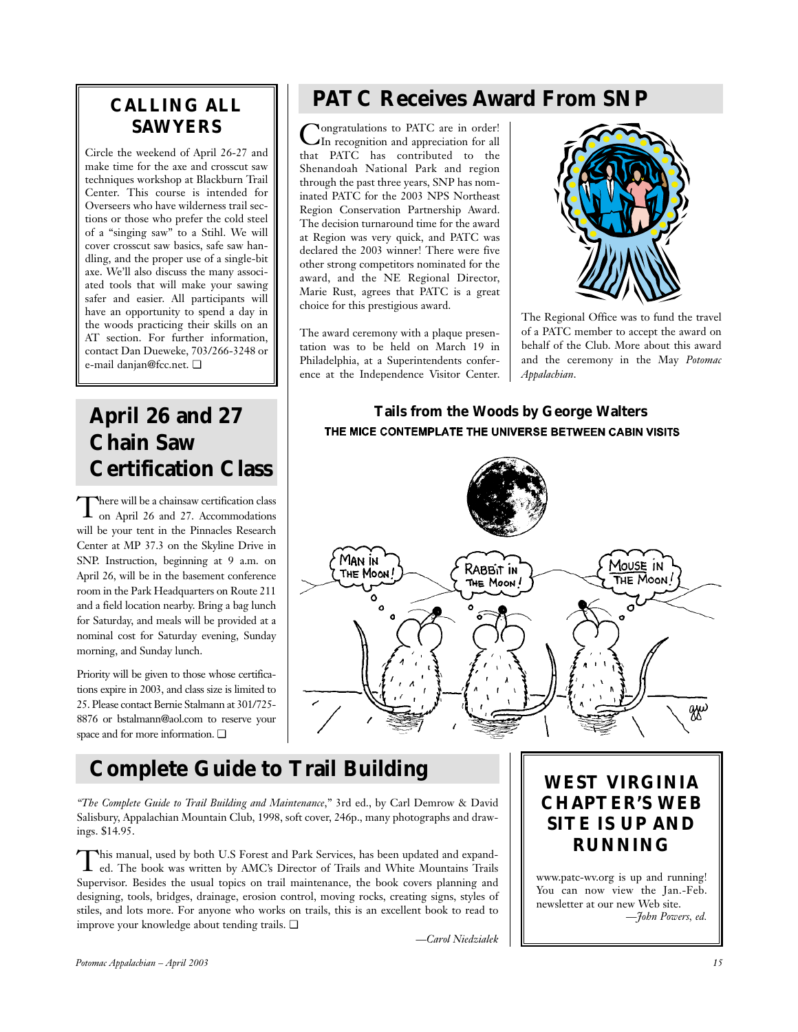## CALLING ALL SAWYERS

Circle the weekend of April 26-27 and make time for the axe and crosscut saw techniques workshop at Blackburn Trail Center. This course is intended for Overseers who have wilderness trail sections or those who prefer the cold steel of a "singing saw" to a Stihl. We will cover crosscut saw basics, safe saw handling, and the proper use of a single-bit axe. We'll also discuss the many associated tools that will make your sawing safer and easier. All participants will have an opportunity to spend a day in the woods practicing their skills on an AT section. For further information, contact Dan Dueweke, 703/266-3248 or e-mail danjan@fcc.net. ❑

## April 26 and 27 Chain Saw Certification Class

There will be a chainsaw certification class on April 26 and 27. Accommodations will be your tent in the Pinnacles Research Center at MP 37.3 on the Skyline Drive in SNP. Instruction, beginning at 9 a.m. on April 26, will be in the basement conference room in the Park Headquarters on Route 211 and a field location nearby. Bring a bag lunch for Saturday, and meals will be provided at a nominal cost for Saturday evening, Sunday morning, and Sunday lunch.

Priority will be given to those whose certifications expire in 2003, and class size is limited to 25. Please contact Bernie Stalmann at 301/725-8876 or bstalmann@aol.com to reserve your space and for more information. ❑

## PATC Receives Award From SNP

Congratulations to PATC are in order! In recognition and appreciation for all that PATC has contributed to the Shenandoah National Park and region through the past three years, SNP has nominated PATC for the 2003 NPS Northeast Region Conservation Partnership Award. The decision turnaround time for the award at Region was very quick, and PATC was declared the 2003 winner! There were five other strong competitors nominated for the award, and the NE Regional Director, Marie Rust, agrees that PATC is a great choice for this prestigious award.

The award ceremony with a plaque presentation was to be held on March 19 in Philadelphia, at a Superintendents conference at the Independence Visitor Center. The Regional Office was to fund the travel of a PATC member to accept the award on behalf of the Club. More about this award and the ceremony in the May *Potomac Appalachian*.

### Tails from the Woods by George Walters

**THE MICE CONTEMPLATE THE UNIVERSE BETWEEN CABIN VISITS**

## Complete Guide to Trail Building

*"The Complete Guide to Trail Building and Maintenance*," 3rd ed., by Carl Demrow & David Salisbury, Appalachian Mountain Club, 1998, soft cover, 246p., many photographs and drawings. $14.95.

This manual, used by both U.S Forest and Park Services, has been updated and expanded. The book was written by AMC's Director of Trails and White Mountains Trails Supervisor. Besides the usual topics on trail maintenance, the book covers planning and designing, tools, bridges, drainage, erosion control, moving rocks, creating signs, styles of stiles, and lots more. For anyone who works on trails, this is an excellent book to read to improve your knowledge about tending trails. ❑

*—Carol Niedzialek*

## WEST VIRGINIA CHAPTER'S WEB SITE IS UP AND RUNNING

www.patc-wv.org is up and running! You can now view the Jan.-Feb. newsletter at our new Web site.

*—John Powers, ed.*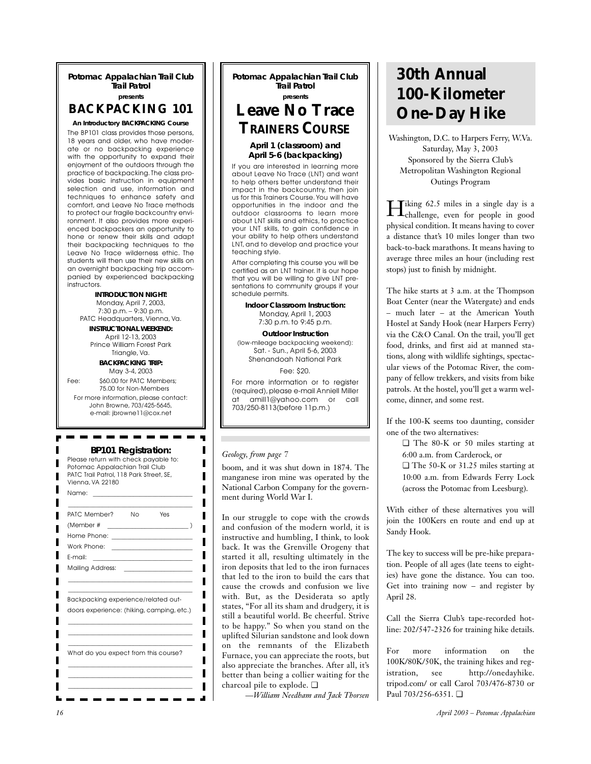**Potomac Appalachian Trail Club Trail Patrol**

**presents**

## BACKPACKING 101

**An Introductory BACKPACKING Course**

The BP101 class provides those persons, 18 years and older, who have moderate or no backpacking experience with the opportunity to expand their enjoyment of the outdoors through the practice of backpacking. The class provides basic instruction in equipment selection and use, information and techniques to enhance safety and comfort, and Leave No Trace methods to protect our fragile backcountry environment. It also provides more experienced backpackers an opportunity to hone or renew their skills and adapt their backpacking techniques to the Leave No Trace wilderness ethic. The students will then use their new skills on an overnight backpacking trip accompanied by experienced backpacking instructors.

**INTRODUCTION NIGHT:**
Monday, April 7, 2003,
7:30 p.m. – 9:30 p.m.
PATC Headquarters, Vienna, Va.

**INSTRUCTIONAL WEEKEND:**
April 12-13, 2003
Prince William Forest Park
Triangle, Va.

**BACKPACKING TRIP:**
May 3-4, 2003

Fee: $60.00 for PATC Members; 75.00 for Non-Members

For more information, please contact:
John Browne, 703/425-5645,
e-mail: jbrowne11@cox.net

**BP101 Registration:**

Please return with check payable to: Potomac Appalachian Trail Club PATC Trail Patrol, 118 Park Street, SE, Vienna, VA 22180

Name: ______________________________

PATC Member? No Yes

(Member # ______________________)

Home Phone: ______________________

Work Phone: ______________________

E-mail: ______________________

Mailing Address: ______________________

Backpacking experience/related outdoors experience: (hiking, camping, etc.)

______________________________

What do you expect from this course?

______________________________

**Potomac Appalachian Trail Club Trail Patrol**

**presents**

## Leave No Trace TRAINERS COURSE

**April 1 (classroom) and April 5-6 (backpacking)**

If you are interested in learning more about Leave No Trace (LNT) and want to help others better understand their impact in the backcountry, then join us for this Trainers Course. You will have opportunities in the indoor and the outdoor classrooms to learn more about LNT skills and ethics, to practice your LNT skills, to gain confidence in your ability to help others understand LNT, and to develop and practice your teaching style.

After completing this course you will be certified as an LNT trainer. It is our hope that you will be willing to give LNT presentations to community groups if your schedule permits.

**Indoor Classroom Instruction:**
Monday, April 1, 2003
7:30 p.m. to 9:45 p.m.

**Outdoor Instruction**
(low-mileage backpacking weekend):
Sat. - Sun., April 5-6, 2003
Shenandoah National Park

Fee: $20.

For more information or to register (required), please e-mail Anniell Miller at amill1@yahoo.com or call 703/250-8113(before 11p.m.)

*Geology, from page 7*

boom, and it was shut down in 1874. The manganese iron mine was operated by the National Carbon Company for the government during World War I.

In our struggle to cope with the crowds and confusion of the modern world, it is instructive and humbling, I think, to look back. It was the Grenville Orogeny that started it all, resulting ultimately in the iron deposits that led to the iron furnaces that led to the iron to build the cars that cause the crowds and confusion we live with. But, as the Desiderata so aptly states, "For all its sham and drudgery, it is still a beautiful world. Be cheerful. Strive to be happy." So when you stand on the uplifted Silurian sandstone and look down on the remnants of the Elizabeth Furnace, you can appreciate the roots, but also appreciate the branches. After all, it's better than being a collier waiting for the charcoal pile to explode. ❑

*—William Needham and Jack Thorsen*

# 30th Annual 100-Kilometer One-Day Hike

Washington, D.C. to Harpers Ferry, W.Va.
Saturday, May 3, 2003
Sponsored by the Sierra Club's Metropolitan Washington Regional Outings Program

Hiking 62.5 miles in a single day is a challenge, even for people in good physical condition. It means having to cover a distance that's 10 miles longer than two back-to-back marathons. It means having to average three miles an hour (including rest stops) just to finish by midnight.

The hike starts at 3 a.m. at the Thompson Boat Center (near the Watergate) and ends – much later – at the American Youth Hostel at Sandy Hook (near Harpers Ferry) via the C&O Canal. On the trail, you'll get food, drinks, and first aid at manned stations, along with wildlife sightings, spectacular views of the Potomac River, the company of fellow trekkers, and visits from bike patrols. At the hostel, you'll get a warm welcome, dinner, and some rest.

If the 100-K seems too daunting, consider one of the two alternatives:

❑ The 80-K or 50 miles starting at 6:00 a.m. from Carderock, or

❑ The 50-K or 31.25 miles starting at 10:00 a.m. from Edwards Ferry Lock (across the Potomac from Leesburg).

With either of these alternatives you will join the 100Kers en route and end up at Sandy Hook.

The key to success will be pre-hike preparation. People of all ages (late teens to eighties) have gone the distance. You can too. Get into training now – and register by April 28.

Call the Sierra Club's tape-recorded hotline: 202/547-2326 for training hike details.

For more information on the 100K/80K/50K, the training hikes and registration, see http://onedayhike.tripod.com/ or call Carol 703/476-8730 or Paul 703/256-6351. ❑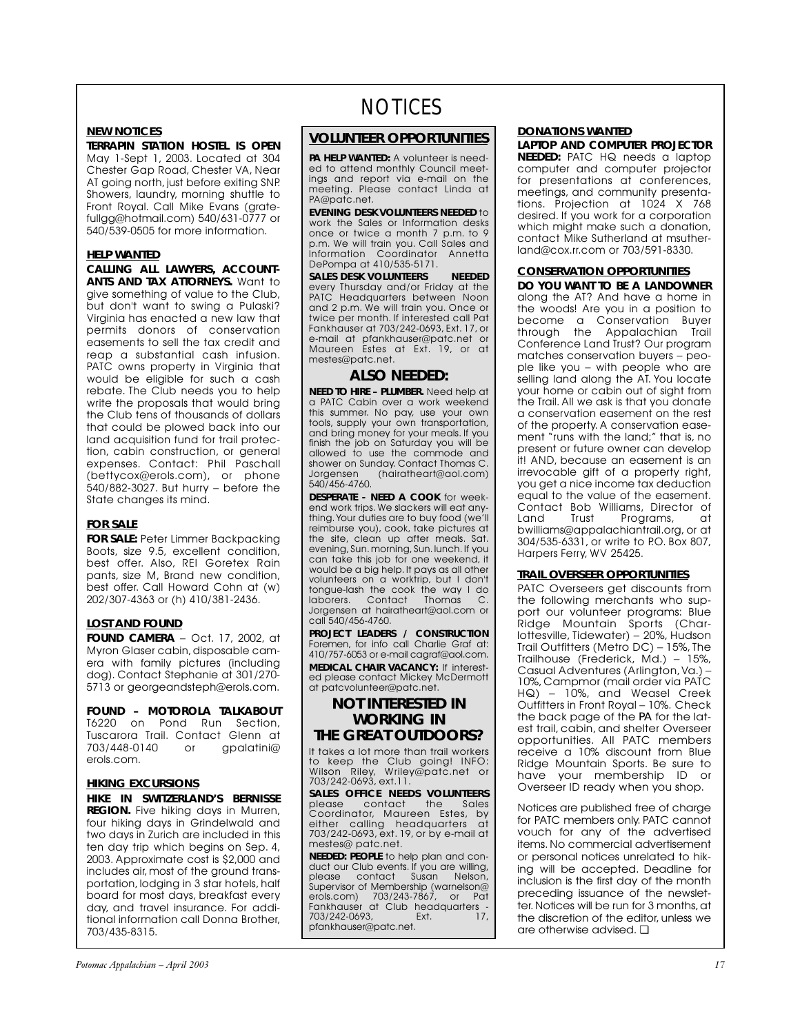# NOTICES

## NEW NOTICES

**TERRAPIN STATION HOSTEL IS OPEN** May 1-Sept 1, 2003. Located at 304 Chester Gap Road, Chester VA, Near AT going north, just before exiting SNP. Showers, laundry, morning shuttle to Front Royal. Call Mike Evans (gratefullgg@hotmail.com) 540/631-0777 or 540/539-0505 for more information.

## HELP WANTED

**CALLING ALL LAWYERS, ACCOUNTANTS AND TAX ATTORNEYS.** Want to give something of value to the Club, but don't want to swing a Pulaski? Virginia has enacted a new law that permits donors of conservation easements to sell the tax credit and reap a substantial cash infusion. PATC owns property in Virginia that would be eligible for such a cash rebate. The Club needs you to help write the proposals that would bring the Club tens of thousands of dollars that could be plowed back into our land acquisition fund for trail protection, cabin construction, or general expenses. Contact: Phil Paschall (bettycox@erols.com), or phone 540/882-3027. But hurry – before the State changes its mind.

## FOR SALE

**FOR SALE:** Peter Limmer Backpacking Boots, size 9.5, excellent condition, best offer. Also, REI Goretex Rain pants, size M, Brand new condition, best offer. Call Howard Cohn at (w) 202/307-4363 or (h) 410/381-2436.

## LOST AND FOUND

**FOUND CAMERA** – Oct. 17, 2002, at Myron Glaser cabin, disposable camera with family pictures (including dog). Contact Stephanie at 301/270-5713 or georgeandsteph@erols.com.

**FOUND – MOTOROLA TALKABOUT** T6220 on Pond Run Section, Tuscarora Trail. Contact Glenn at 703/448-0140 or gpalatini@erols.com.

## HIKING EXCURSIONS

**HIKE IN SWITZERLAND'S BERNISSE REGION.** Five hiking days in Murren, four hiking days in Grindelwald and two days in Zurich are included in this ten day trip which begins on Sep. 4, 2003. Approximate cost is $2,000 and includes air, most of the ground transportation, lodging in 3 star hotels, half board for most days, breakfast every day, and travel insurance. For additional information call Donna Brother, 703/435-8315.

## VOLUNTEER OPPORTUNITIES

**PA HELP WANTED:** A volunteer is needed to attend monthly Council meetings and report via e-mail on the meeting. Please contact Linda at PA@patc.net.

**EVENING DESK VOLUNTEERS NEEDED** to work the Sales or Information desks once or twice a month 7 p.m. to 9 p.m. We will train you. Call Sales and Information Coordinator Annetta DePompa at 410/535-5171.

**SALES DESK VOLUNTEERS NEEDED** every Thursday and/or Friday at the PATC Headquarters between Noon and 2 p.m. We will train you. Once or twice per month. If interested call Pat Fankhauser at 703/242-0693, Ext. 17, or e-mail at pfankhauser@patc.net or Maureen Estes at Ext. 19, or at mestes@patc.net.

### ALSO NEEDED:

**NEED TO HIRE – PLUMBER.** Need help at a PATC Cabin over a work weekend this summer. No pay, use your own tools, supply your own transportation, and bring money for your meals. If you finish the job on Saturday you will be allowed to use the commode and shower on Sunday. Contact Thomas C. Jorgensen (hairatheart@aol.com) 540/456-4760.

**DESPERATE - NEED A COOK** for weekend work trips. We slackers will eat anything. Your duties are to buy food (we'll reimburse you), cook, take pictures at the site, clean up after meals. Sat. evening, Sun. morning, Sun. lunch. If you can take this job for one weekend, it would be a big help. It pays as all other volunteers on a worktrip, but I don't tongue-lash the cook the way I do laborers. Contact Thomas C. Jorgensen at hairatheart@aol.com or call 540/456-4760.

**PROJECT LEADERS / CONSTRUCTION** Foremen, for info call Charlie Graf at: 410/757-6053 or e-mail cagraf@aol.com.

**MEDICAL CHAIR VACANCY:** If interested please contact Mickey McDermott at patcvolunteer@patc.net.

### NOT INTERESTED IN WORKING IN THE GREAT OUTDOORS?

It takes a lot more than trail workers to keep the Club going! INFO: Wilson Riley, Wriley@patc.net or 703/242-0693, ext.11.

**SALES OFFICE NEEDS VOLUNTEERS** please contact the Sales Coordinator, Maureen Estes, by either calling headquarters at 703/242-0693, ext. 19, or by e-mail at mestes@ patc.net.

**NEEDED: PEOPLE** to help plan and conduct our Club events. If you are willing, please contact Susan Nelson, Supervisor of Membership (warnelson@erols.com) 703/243-7867, or Pat Fankhauser at Club headquarters - 703/242-0693, Ext. 17, pfankhauser@patc.net.

## DONATIONS WANTED

**LAPTOP AND COMPUTER PROJECTOR NEEDED:** PATC HQ needs a laptop computer and computer projector for presentations at conferences, meetings, and community presentations. Projection at 1024 X 768 desired. If you work for a corporation which might make such a donation, contact Mike Sutherland at msutherland@cox.rr.com or 703/591-8330.

## CONSERVATION OPPORTUNITIES

**DO YOU WANT TO BE A LANDOWNER** along the AT? And have a home in the woods! Are you in a position to become a Conservation Buyer through the Appalachian Trail Conference Land Trust? Our program matches conservation buyers – people like you – with people who are selling land along the AT. You locate your home or cabin out of sight from the Trail. All we ask is that you donate a conservation easement on the rest of the property. A conservation easement "runs with the land;" that is, no present or future owner can develop it! AND, because an easement is an irrevocable gift of a property right, you get a nice income tax deduction equal to the value of the easement. Contact Bob Williams, Director of Land Trust Programs, at bwilliams@appalachiantrail.org, or at 304/535-6331, or write to P.O. Box 807, Harpers Ferry, WV 25425.

## TRAIL OVERSEER OPPORTUNITIES

PATC Overseers get discounts from the following merchants who support our volunteer programs: Blue Ridge Mountain Sports (Charlottesville, Tidewater) – 20%, Hudson Trail Outfitters (Metro DC) – 15%, The Trailhouse (Frederick, Md.) – 15%, Casual Adventures (Arlington, Va.) – 10%, Campmor (mail order via PATC HQ) – 10%, and Weasel Creek Outfitters in Front Royal – 10%. Check the back page of the PA for the latest trail, cabin, and shelter Overseer opportunities. All PATC members receive a 10% discount from Blue Ridge Mountain Sports. Be sure to have your membership ID or Overseer ID ready when you shop.

Notices are published free of charge for PATC members only. PATC cannot vouch for any of the advertised items. No commercial advertisement or personal notices unrelated to hiking will be accepted. Deadline for inclusion is the first day of the month preceding issuance of the newsletter. Notices will be run for 3 months, at the discretion of the editor, unless we are otherwise advised. ❑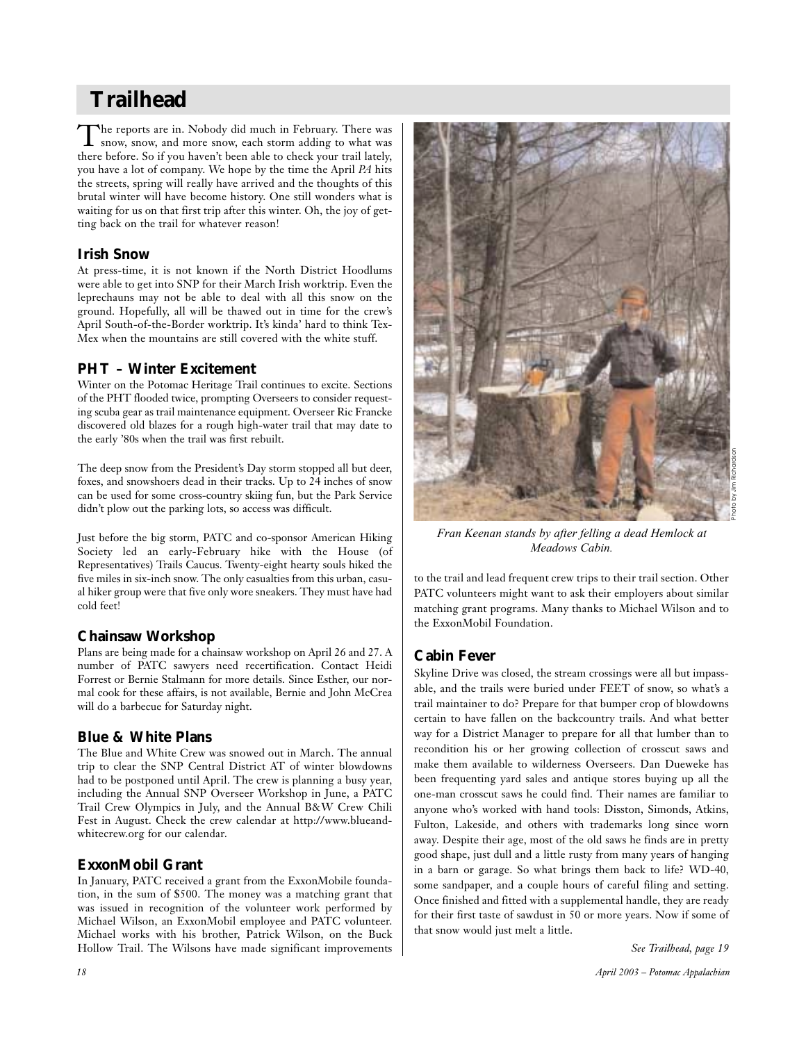# Trailhead

The reports are in. Nobody did much in February. There was snow, snow, and more snow, each storm adding to what was there before. So if you haven't been able to check your trail lately, you have a lot of company. We hope by the time the April *PA* hits the streets, spring will really have arrived and the thoughts of this brutal winter will have become history. One still wonders what is waiting for us on that first trip after this winter. Oh, the joy of getting back on the trail for whatever reason!

## Irish Snow

At press-time, it is not known if the North District Hoodlums were able to get into SNP for their March Irish worktrip. Even the leprechauns may not be able to deal with all this snow on the ground. Hopefully, all will be thawed out in time for the crew's April South-of-the-Border worktrip. It's kinda' hard to think Tex-Mex when the mountains are still covered with the white stuff.

## PHT – Winter Excitement

Winter on the Potomac Heritage Trail continues to excite. Sections of the PHT flooded twice, prompting Overseers to consider requesting scuba gear as trail maintenance equipment. Overseer Ric Francke discovered old blazes for a rough high-water trail that may date to the early '80s when the trail was first rebuilt.

The deep snow from the President's Day storm stopped all but deer, foxes, and snowshoers dead in their tracks. Up to 24 inches of snow can be used for some cross-country skiing fun, but the Park Service didn't plow out the parking lots, so access was difficult.

Just before the big storm, PATC and co-sponsor American Hiking Society led an early-February hike with the House (of Representatives) Trails Caucus. Twenty-eight hearty souls hiked the five miles in six-inch snow. The only casualties from this urban, casual hiker group were that five only wore sneakers. They must have had cold feet!

## Chainsaw Workshop

Plans are being made for a chainsaw workshop on April 26 and 27. A number of PATC sawyers need recertification. Contact Heidi Forrest or Bernie Stalmann for more details. Since Esther, our normal cook for these affairs, is not available, Bernie and John McCrea will do a barbecue for Saturday night.

## Blue & White Plans

The Blue and White Crew was snowed out in March. The annual trip to clear the SNP Central District AT of winter blowdowns had to be postponed until April. The crew is planning a busy year, including the Annual SNP Overseer Workshop in June, a PATC Trail Crew Olympics in July, and the Annual B&W Crew Chili Fest in August. Check the crew calendar at http://www.blueandwhitecrew.org for our calendar.

## ExxonMobil Grant

In January, PATC received a grant from the ExxonMobile foundation, in the sum of $500. The money was a matching grant that was issued in recognition of the volunteer work performed by Michael Wilson, an ExxonMobil employee and PATC volunteer. Michael works with his brother, Patrick Wilson, on the Buck Hollow Trail. The Wilsons have made significant improvements to the trail and lead frequent crew trips to their trail section. Other PATC volunteers might want to ask their employers about similar matching grant programs. Many thanks to Michael Wilson and to the ExxonMobil Foundation.

Photo by Jim Richardson

*Fran Keenan stands by after felling a dead Hemlock at Meadows Cabin.*

## Cabin Fever

Skyline Drive was closed, the stream crossings were all but impassable, and the trails were buried under FEET of snow, so what's a trail maintainer to do? Prepare for that bumper crop of blowdowns certain to have fallen on the backcountry trails. And what better way for a District Manager to prepare for all that lumber than to recondition his or her growing collection of crosscut saws and make them available to wilderness Overseers. Dan Dueweke has been frequenting yard sales and antique stores buying up all the one-man crosscut saws he could find. Their names are familiar to anyone who's worked with hand tools: Disston, Simonds, Atkins, Fulton, Lakeside, and others with trademarks long since worn away. Despite their age, most of the old saws he finds are in pretty good shape, just dull and a little rusty from many years of hanging in a barn or garage. So what brings them back to life? WD-40, some sandpaper, and a couple hours of careful filing and setting. Once finished and fitted with a supplemental handle, they are ready for their first taste of sawdust in 50 or more years. Now if some of that snow would just melt a little.

*See Trailhead, page 19*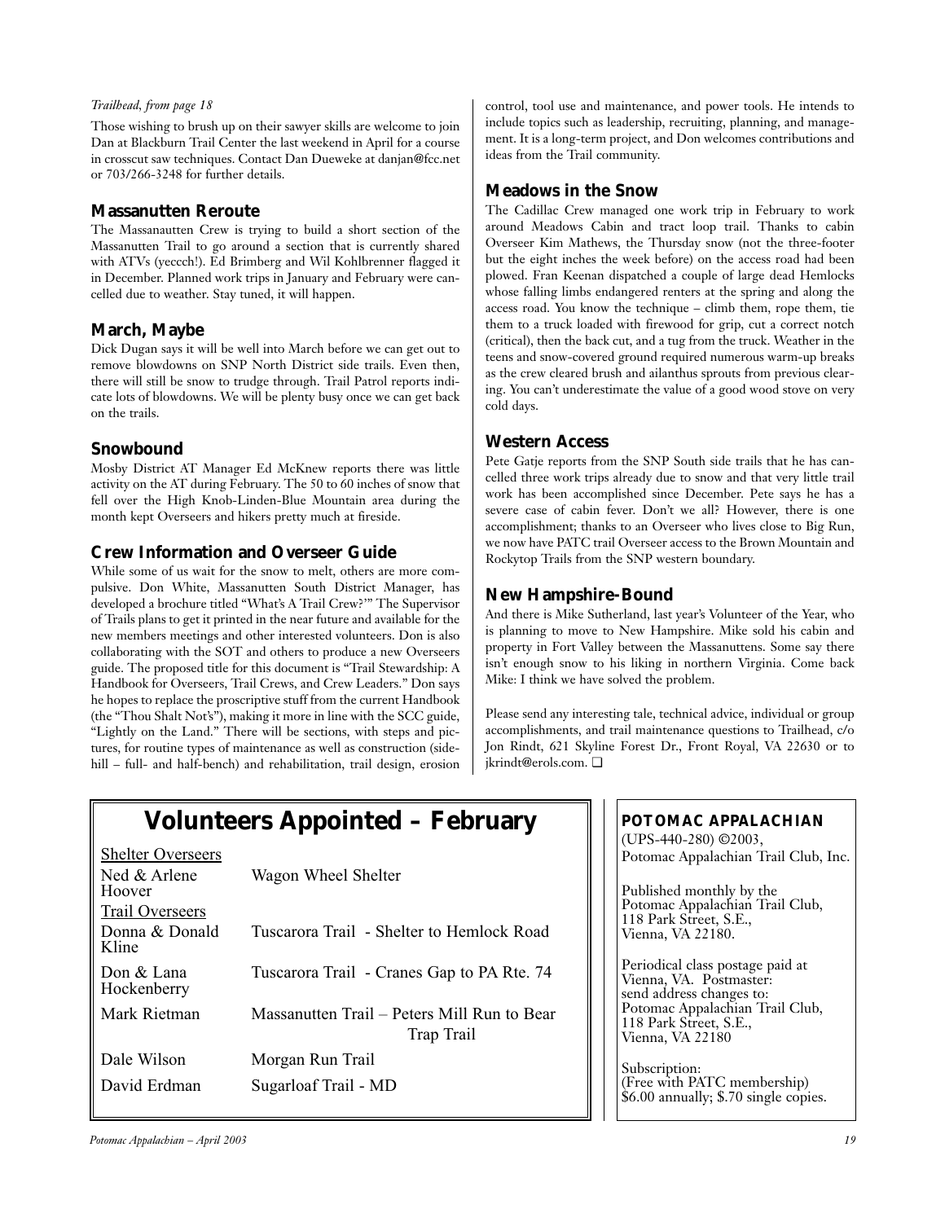*Trailhead, from page 18*

Those wishing to brush up on their sawyer skills are welcome to join Dan at Blackburn Trail Center the last weekend in April for a course in crosscut saw techniques. Contact Dan Dueweke at danjan@fcc.net or 703/266-3248 for further details.

## Massanutten Reroute

The Massanautten Crew is trying to build a short section of the Massanutten Trail to go around a section that is currently shared with ATVs (yeccch!). Ed Brimberg and Wil Kohlbrenner flagged it in December. Planned work trips in January and February were cancelled due to weather. Stay tuned, it will happen.

## March, Maybe

Dick Dugan says it will be well into March before we can get out to remove blowdowns on SNP North District side trails. Even then, there will still be snow to trudge through. Trail Patrol reports indicate lots of blowdowns. We will be plenty busy once we can get back on the trails.

## Snowbound

Mosby District AT Manager Ed McKnew reports there was little activity on the AT during February. The 50 to 60 inches of snow that fell over the High Knob-Linden-Blue Mountain area during the month kept Overseers and hikers pretty much at fireside.

## Crew Information and Overseer Guide

While some of us wait for the snow to melt, others are more compulsive. Don White, Massanutten South District Manager, has developed a brochure titled "What's A Trail Crew?'" The Supervisor of Trails plans to get it printed in the near future and available for the new members meetings and other interested volunteers. Don is also collaborating with the SOT and others to produce a new Overseers guide. The proposed title for this document is "Trail Stewardship: A Handbook for Overseers, Trail Crews, and Crew Leaders." Don says he hopes to replace the proscriptive stuff from the current Handbook (the "Thou Shalt Not's"), making it more in line with the SCC guide, "Lightly on the Land." There will be sections, with steps and pictures, for routine types of maintenance as well as construction (sidehill – full- and half-bench) and rehabilitation, trail design, erosion control, tool use and maintenance, and power tools. He intends to include topics such as leadership, recruiting, planning, and management. It is a long-term project, and Don welcomes contributions and ideas from the Trail community.

## Meadows in the Snow

The Cadillac Crew managed one work trip in February to work around Meadows Cabin and tract loop trail. Thanks to cabin Overseer Kim Mathews, the Thursday snow (not the three-footer but the eight inches the week before) on the access road had been plowed. Fran Keenan dispatched a couple of large dead Hemlocks whose falling limbs endangered renters at the spring and along the access road. You know the technique – climb them, rope them, tie them to a truck loaded with firewood for grip, cut a correct notch (critical), then the back cut, and a tug from the truck. Weather in the teens and snow-covered ground required numerous warm-up breaks as the crew cleared brush and ailanthus sprouts from previous clearing. You can't underestimate the value of a good wood stove on very cold days.

## Western Access

Pete Gatje reports from the SNP South side trails that he has cancelled three work trips already due to snow and that very little trail work has been accomplished since December. Pete says he has a severe case of cabin fever. Don't we all? However, there is one accomplishment; thanks to an Overseer who lives close to Big Run, we now have PATC trail Overseer access to the Brown Mountain and Rockytop Trails from the SNP western boundary.

## New Hampshire-Bound

And there is Mike Sutherland, last year's Volunteer of the Year, who is planning to move to New Hampshire. Mike sold his cabin and property in Fort Valley between the Massanuttens. Some say there isn't enough snow to his liking in northern Virginia. Come back Mike: I think we have solved the problem.

Please send any interesting tale, technical advice, individual or group accomplishments, and trail maintenance questions to Trailhead, c/o Jon Rindt, 621 Skyline Forest Dr., Front Royal, VA 22630 or to jkrindt@erols.com. ❑

# Volunteers Appointed – February

| | |
|---|---|
| **Shelter Overseers** | |
| Ned & Arlene Hoover | Wagon Wheel Shelter |
| **Trail Overseers** | |
| Donna & Donald Kline | Tuscarora Trail - Shelter to Hemlock Road |
| Don & Lana Hockenberry | Tuscarora Trail - Cranes Gap to PA Rte. 74 |
| Mark Rietman | Massanutten Trail – Peters Mill Run to Bear Trap Trail |
| Dale Wilson | Morgan Run Trail |
| David Erdman | Sugarloaf Trail - MD |

**POTOMAC APPALACHIAN**
(UPS-440-280) ©2003,
Potomac Appalachian Trail Club, Inc.

Published monthly by the Potomac Appalachian Trail Club, 118 Park Street, S.E., Vienna, VA 22180.

Periodical class postage paid at Vienna, VA. Postmaster: send address changes to: Potomac Appalachian Trail Club, 118 Park Street, S.E., Vienna, VA 22180

Subscription:
(Free with PATC membership)
$6.00 annually; $.70 single copies.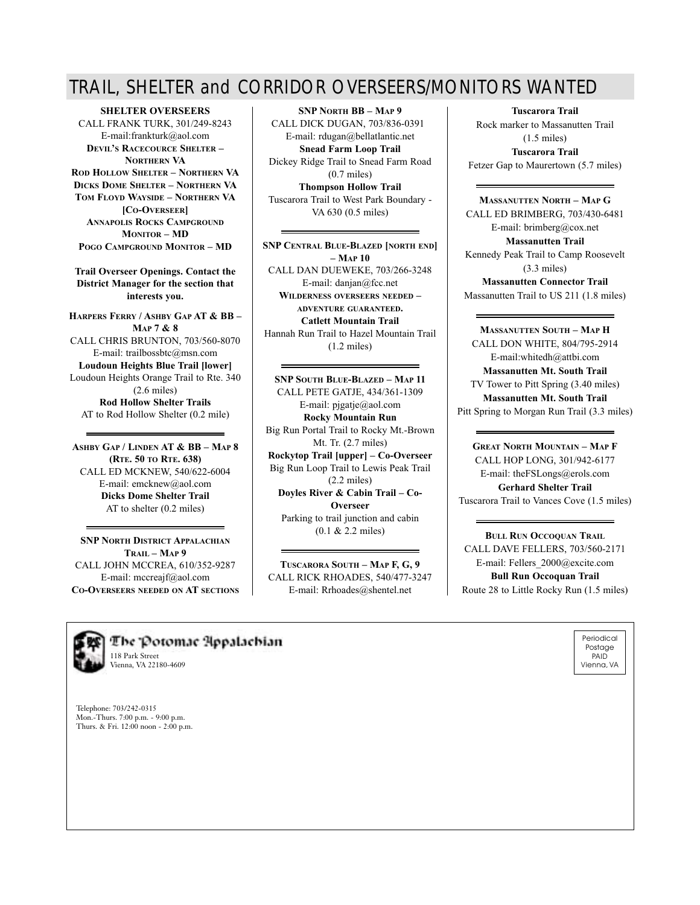# TRAIL, SHELTER and CORRIDOR OVERSEERS/MONITORS WANTED

**SHELTER OVERSEERS**
CALL FRANK TURK, 301/249-8243
E-mail:frankturk@aol.com

**DEVIL'S RACECOURCE SHELTER – NORTHERN VA**
**ROD HOLLOW SHELTER – NORTHERN VA**
**DICKS DOME SHELTER – NORTHERN VA**
**TOM FLOYD WAYSIDE – NORTHERN VA [CO-OVERSEER]**
**ANNAPOLIS ROCKS CAMPGROUND MONITOR – MD**
**POGO CAMPGROUND MONITOR – MD**

**Trail Overseer Openings. Contact the District Manager for the section that interests you.**

**HARPERS FERRY / ASHBY GAP AT & BB – MAP 7 & 8**
CALL CHRIS BRUNTON, 703/560-8070
E-mail: trailbossbtc@msn.com
**Loudoun Heights Blue Trail [lower]**
Loudoun Heights Orange Trail to Rte. 340 (2.6 miles)
**Rod Hollow Shelter Trails**
AT to Rod Hollow Shelter (0.2 mile)

---

**ASHBY GAP / LINDEN AT & BB – MAP 8 (RTE. 50 TO RTE. 638)**
CALL ED MCKNEW, 540/622-6004
E-mail: emcknew@aol.com
**Dicks Dome Shelter Trail**
AT to shelter (0.2 miles)

---

**SNP NORTH DISTRICT APPALACHIAN TRAIL – MAP 9**
CALL JOHN MCCREA, 610/352-9287
E-mail: mccreajf@aol.com
**CO-OVERSEERS NEEDED ON AT SECTIONS**

**SNP NORTH BB – MAP 9**
CALL DICK DUGAN, 703/836-0391
E-mail: rdugan@bellatlantic.net
**Snead Farm Loop Trail**
Dickey Ridge Trail to Snead Farm Road (0.7 miles)
**Thompson Hollow Trail**
Tuscarora Trail to West Park Boundary - VA 630 (0.5 miles)

---

**SNP CENTRAL BLUE-BLAZED [NORTH END] – MAP 10**
CALL DAN DUEWEKE, 703/266-3248
E-mail: danjan@fcc.net
**WILDERNESS OVERSEERS NEEDED – ADVENTURE GUARANTEED.**
**Catlett Mountain Trail**
Hannah Run Trail to Hazel Mountain Trail (1.2 miles)

---

**SNP SOUTH BLUE-BLAZED – MAP 11**
CALL PETE GATJE, 434/361-1309
E-mail: pjgatje@aol.com
**Rocky Mountain Run**
Big Run Portal Trail to Rocky Mt.-Brown Mt. Tr. (2.7 miles)
**Rockytop Trail [upper] – Co-Overseer**
Big Run Loop Trail to Lewis Peak Trail (2.2 miles)
**Doyles River & Cabin Trail – Co-Overseer**
Parking to trail junction and cabin (0.1 & 2.2 miles)

---

**TUSCARORA SOUTH – MAP F, G, 9**
CALL RICK RHOADES, 540/477-3247
E-mail: Rrhoades@shentel.net
**Tuscarora Trail**
Rock marker to Massanutten Trail (1.5 miles)
**Tuscarora Trail**
Fetzer Gap to Maurertown (5.7 miles)

---

**MASSANUTTEN NORTH – MAP G**
CALL ED BRIMBERG, 703/430-6481
E-mail: brimberg@cox.net
**Massanutten Trail**
Kennedy Peak Trail to Camp Roosevelt (3.3 miles)
**Massanutten Connector Trail**
Massanutten Trail to US 211 (1.8 miles)

---

**MASSANUTTEN SOUTH – MAP H**
CALL DON WHITE, 804/795-2914
E-mail:whitedh@attbi.com
**Massanutten Mt. South Trail**
TV Tower to Pitt Spring (3.40 miles)
**Massanutten Mt. South Trail**
Pitt Spring to Morgan Run Trail (3.3 miles)

---

**GREAT NORTH MOUNTAIN – MAP F**
CALL HOP LONG, 301/942-6177
E-mail: theFSLongs@erols.com
**Gerhard Shelter Trail**
Tuscarora Trail to Vances Cove (1.5 miles)

---

**BULL RUN OCCOQUAN TRAIL**
CALL DAVE FELLERS, 703/560-2171
E-mail: Fellers_2000@excite.com
**Bull Run Occoquan Trail**
Route 28 to Little Rocky Run (1.5 miles)

---

**The Potomac Appalachian**
118 Park Street
Vienna, VA 22180-4609

Periodical Postage PAID Vienna, VA

Telephone: 703/242-0315
Mon.-Thurs. 7:00 p.m. - 9:00 p.m.
Thurs. & Fri. 12:00 noon - 2:00 p.m.